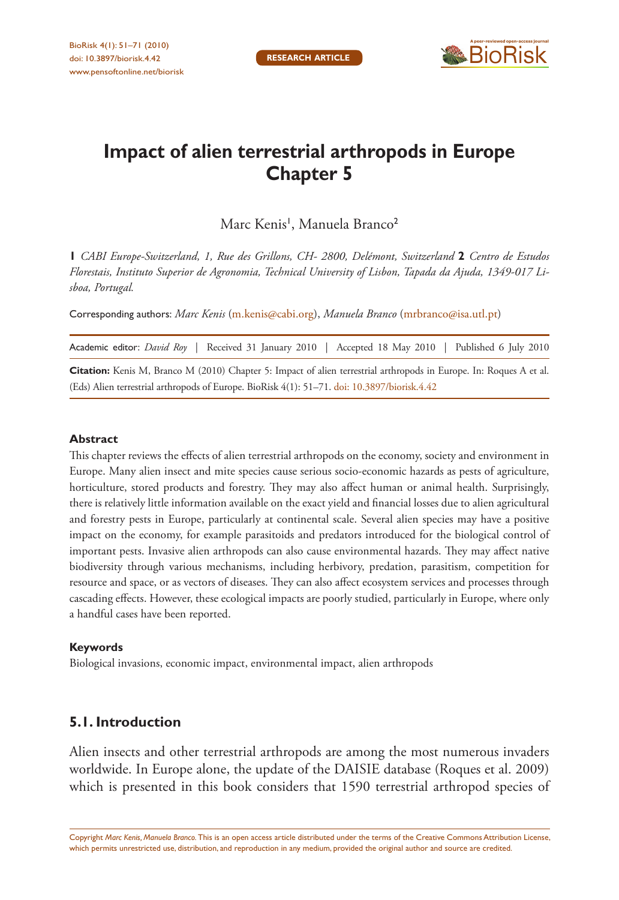# Impact of alien terrestrial arthropods in Europe Chapter 5

Marc Kenis[1], Manuela Branco[2]

**1** *CABI Europe-Switzerland, 1, Rue des Grillons, CH- 2800, Delémont, Switzerland* **2** *Centro de Estudos Florestais, Instituto Superior de Agronomia, Technical University of Lisbon, Tapada da Ajuda, 1349-017 Lisboa, Portugal.*

Corresponding authors: *Marc Kenis* (m.kenis@cabi.org), *Manuela Branco* (mrbranco@isa.utl.pt)

Academic editor: *David Roy* | Received 31 January 2010 | Accepted 18 May 2010 | Published 6 July 2010

**Citation:** Kenis M, Branco M (2010) Chapter 5: Impact of alien terrestrial arthropods in Europe. In: Roques A et al. (Eds) Alien terrestrial arthropods of Europe. BioRisk 4(1): 51–71. doi: 10.3897/biorisk.4.42

### Abstract

This chapter reviews the effects of alien terrestrial arthropods on the economy, society and environment in Europe. Many alien insect and mite species cause serious socio-economic hazards as pests of agriculture, horticulture, stored products and forestry. They may also affect human or animal health. Surprisingly, there is relatively little information available on the exact yield and financial losses due to alien agricultural and forestry pests in Europe, particularly at continental scale. Several alien species may have a positive impact on the economy, for example parasitoids and predators introduced for the biological control of important pests. Invasive alien arthropods can also cause environmental hazards. They may affect native biodiversity through various mechanisms, including herbivory, predation, parasitism, competition for resource and space, or as vectors of diseases. They can also affect ecosystem services and processes through cascading effects. However, these ecological impacts are poorly studied, particularly in Europe, where only a handful cases have been reported.

### Keywords

Biological invasions, economic impact, environmental impact, alien arthropods

## 5.1. Introduction

Alien insects and other terrestrial arthropods are among the most numerous invaders worldwide. In Europe alone, the update of the DAISIE database (Roques et al. 2009) which is presented in this book considers that 1590 terrestrial arthropod species of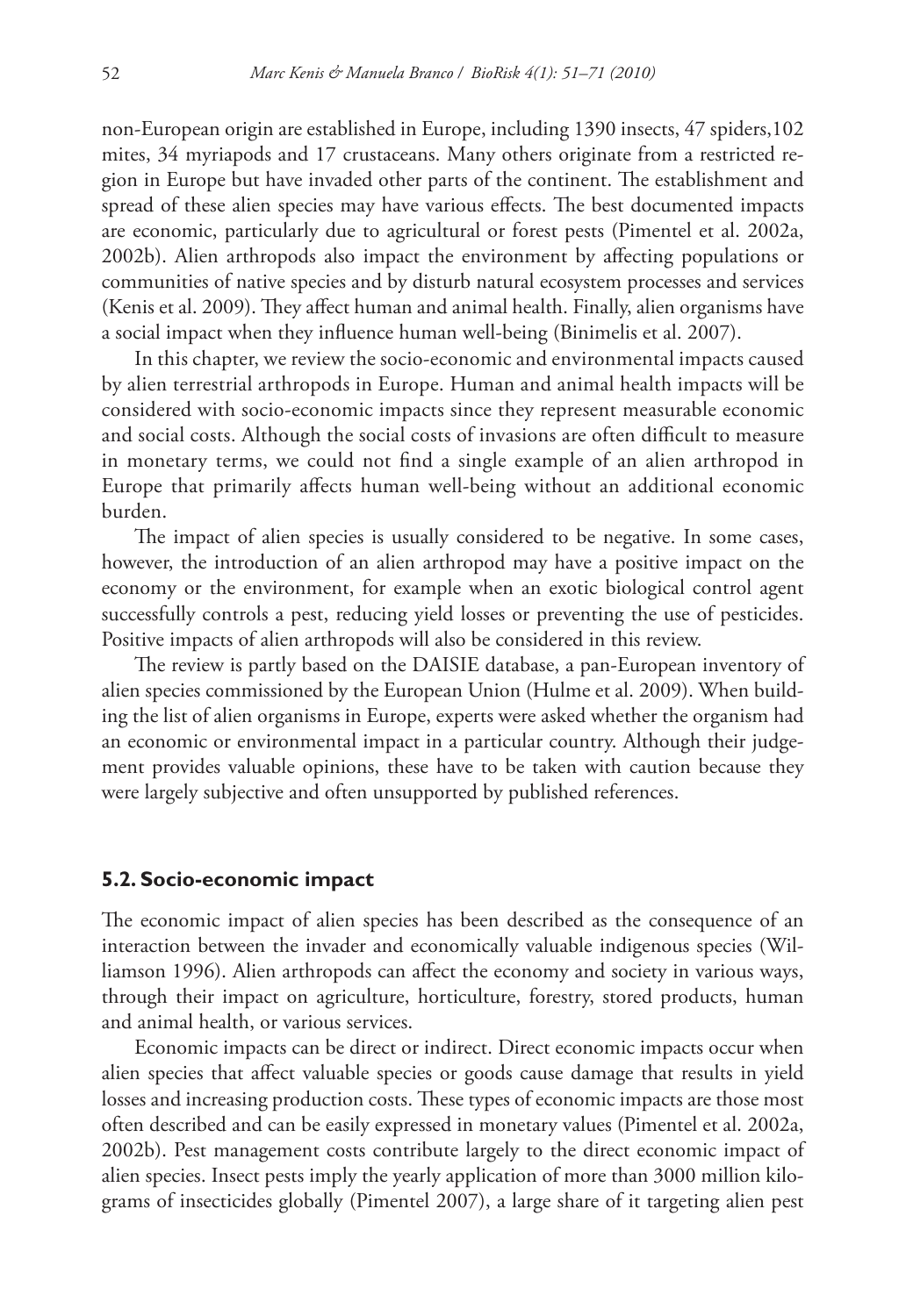non-European origin are established in Europe, including 1390 insects, 47 spiders,102 mites, 34 myriapods and 17 crustaceans. Many others originate from a restricted region in Europe but have invaded other parts of the continent. The establishment and spread of these alien species may have various effects. The best documented impacts are economic, particularly due to agricultural or forest pests (Pimentel et al. 2002a, 2002b). Alien arthropods also impact the environment by affecting populations or communities of native species and by disturb natural ecosystem processes and services (Kenis et al. 2009). They affect human and animal health. Finally, alien organisms have a social impact when they influence human well-being (Binimelis et al. 2007).

In this chapter, we review the socio-economic and environmental impacts caused by alien terrestrial arthropods in Europe. Human and animal health impacts will be considered with socio-economic impacts since they represent measurable economic and social costs. Although the social costs of invasions are often difficult to measure in monetary terms, we could not find a single example of an alien arthropod in Europe that primarily affects human well-being without an additional economic burden.

The impact of alien species is usually considered to be negative. In some cases, however, the introduction of an alien arthropod may have a positive impact on the economy or the environment, for example when an exotic biological control agent successfully controls a pest, reducing yield losses or preventing the use of pesticides. Positive impacts of alien arthropods will also be considered in this review.

The review is partly based on the DAISIE database, a pan-European inventory of alien species commissioned by the European Union (Hulme et al. 2009). When building the list of alien organisms in Europe, experts were asked whether the organism had an economic or environmental impact in a particular country. Although their judgement provides valuable opinions, these have to be taken with caution because they were largely subjective and often unsupported by published references.

## 5.2. Socio-economic impact

The economic impact of alien species has been described as the consequence of an interaction between the invader and economically valuable indigenous species (Williamson 1996). Alien arthropods can affect the economy and society in various ways, through their impact on agriculture, horticulture, forestry, stored products, human and animal health, or various services.

Economic impacts can be direct or indirect. Direct economic impacts occur when alien species that affect valuable species or goods cause damage that results in yield losses and increasing production costs. These types of economic impacts are those most often described and can be easily expressed in monetary values (Pimentel et al. 2002a, 2002b). Pest management costs contribute largely to the direct economic impact of alien species. Insect pests imply the yearly application of more than 3000 million kilograms of insecticides globally (Pimentel 2007), a large share of it targeting alien pest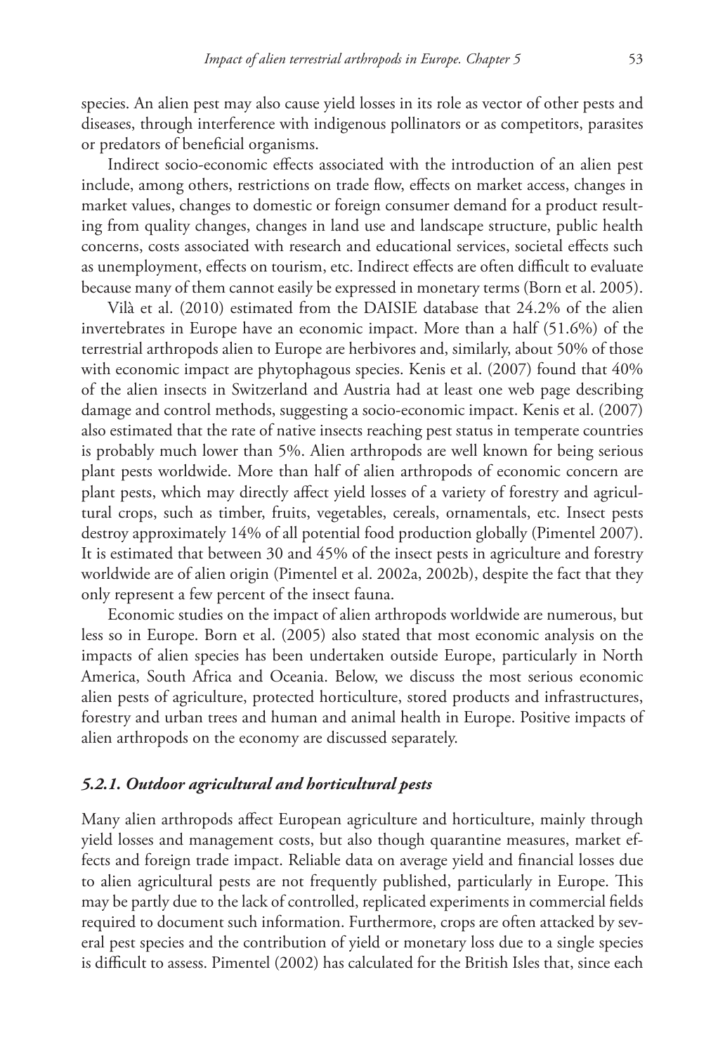species. An alien pest may also cause yield losses in its role as vector of other pests and diseases, through interference with indigenous pollinators or as competitors, parasites or predators of beneficial organisms.

Indirect socio-economic effects associated with the introduction of an alien pest include, among others, restrictions on trade flow, effects on market access, changes in market values, changes to domestic or foreign consumer demand for a product resulting from quality changes, changes in land use and landscape structure, public health concerns, costs associated with research and educational services, societal effects such as unemployment, effects on tourism, etc. Indirect effects are often difficult to evaluate because many of them cannot easily be expressed in monetary terms (Born et al. 2005).

Vilà et al. (2010) estimated from the DAISIE database that 24.2% of the alien invertebrates in Europe have an economic impact. More than a half (51.6%) of the terrestrial arthropods alien to Europe are herbivores and, similarly, about 50% of those with economic impact are phytophagous species. Kenis et al. (2007) found that 40% of the alien insects in Switzerland and Austria had at least one web page describing damage and control methods, suggesting a socio-economic impact. Kenis et al. (2007) also estimated that the rate of native insects reaching pest status in temperate countries is probably much lower than 5%. Alien arthropods are well known for being serious plant pests worldwide. More than half of alien arthropods of economic concern are plant pests, which may directly affect yield losses of a variety of forestry and agricultural crops, such as timber, fruits, vegetables, cereals, ornamentals, etc. Insect pests destroy approximately 14% of all potential food production globally (Pimentel 2007). It is estimated that between 30 and 45% of the insect pests in agriculture and forestry worldwide are of alien origin (Pimentel et al. 2002a, 2002b), despite the fact that they only represent a few percent of the insect fauna.

Economic studies on the impact of alien arthropods worldwide are numerous, but less so in Europe. Born et al. (2005) also stated that most economic analysis on the impacts of alien species has been undertaken outside Europe, particularly in North America, South Africa and Oceania. Below, we discuss the most serious economic alien pests of agriculture, protected horticulture, stored products and infrastructures, forestry and urban trees and human and animal health in Europe. Positive impacts of alien arthropods on the economy are discussed separately.

### *5.2.1. Outdoor agricultural and horticultural pests*

Many alien arthropods affect European agriculture and horticulture, mainly through yield losses and management costs, but also though quarantine measures, market effects and foreign trade impact. Reliable data on average yield and financial losses due to alien agricultural pests are not frequently published, particularly in Europe. This may be partly due to the lack of controlled, replicated experiments in commercial fields required to document such information. Furthermore, crops are often attacked by several pest species and the contribution of yield or monetary loss due to a single species is difficult to assess. Pimentel (2002) has calculated for the British Isles that, since each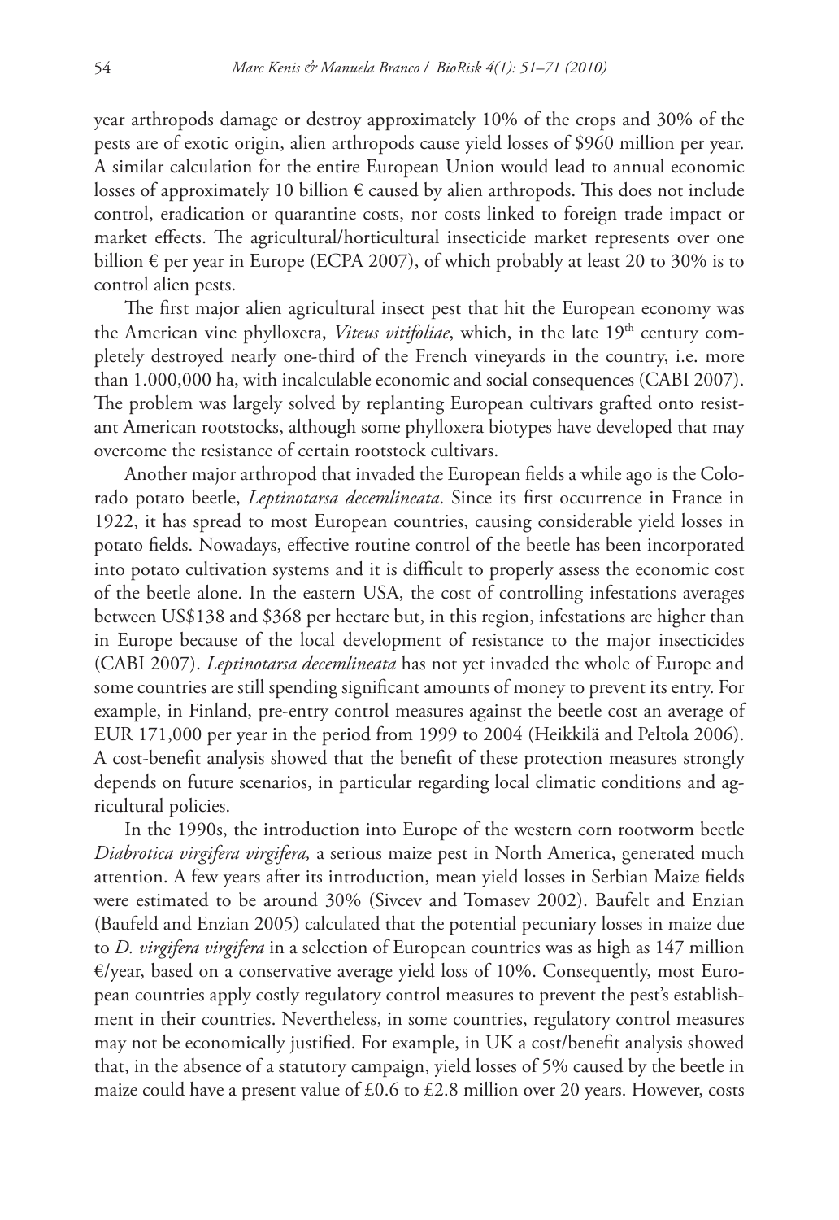year arthropods damage or destroy approximately 10% of the crops and 30% of the pests are of exotic origin, alien arthropods cause yield losses of $960 million per year. A similar calculation for the entire European Union would lead to annual economic losses of approximately 10 billion € caused by alien arthropods. This does not include control, eradication or quarantine costs, nor costs linked to foreign trade impact or market effects. The agricultural/horticultural insecticide market represents over one billion € per year in Europe (ECPA 2007), of which probably at least 20 to 30% is to control alien pests.

The first major alien agricultural insect pest that hit the European economy was the American vine phylloxera, *Viteus vitifoliae*, which, in the late 19th century completely destroyed nearly one-third of the French vineyards in the country, i.e. more than 1.000,000 ha, with incalculable economic and social consequences (CABI 2007). The problem was largely solved by replanting European cultivars grafted onto resistant American rootstocks, although some phylloxera biotypes have developed that may overcome the resistance of certain rootstock cultivars.

Another major arthropod that invaded the European fields a while ago is the Colorado potato beetle, *Leptinotarsa decemlineata*. Since its first occurrence in France in 1922, it has spread to most European countries, causing considerable yield losses in potato fields. Nowadays, effective routine control of the beetle has been incorporated into potato cultivation systems and it is difficult to properly assess the economic cost of the beetle alone. In the eastern USA, the cost of controlling infestations averages between US$138 and $368 per hectare but, in this region, infestations are higher than in Europe because of the local development of resistance to the major insecticides (CABI 2007). *Leptinotarsa decemlineata* has not yet invaded the whole of Europe and some countries are still spending significant amounts of money to prevent its entry. For example, in Finland, pre-entry control measures against the beetle cost an average of EUR 171,000 per year in the period from 1999 to 2004 (Heikkilä and Peltola 2006). A cost-benefit analysis showed that the benefit of these protection measures strongly depends on future scenarios, in particular regarding local climatic conditions and agricultural policies.

In the 1990s, the introduction into Europe of the western corn rootworm beetle *Diabrotica virgifera virgifera,* a serious maize pest in North America, generated much attention. A few years after its introduction, mean yield losses in Serbian Maize fields were estimated to be around 30% (Sivcev and Tomasev 2002). Baufelt and Enzian (Baufeld and Enzian 2005) calculated that the potential pecuniary losses in maize due to *D. virgifera virgifera* in a selection of European countries was as high as 147 million €/year, based on a conservative average yield loss of 10%. Consequently, most European countries apply costly regulatory control measures to prevent the pest's establishment in their countries. Nevertheless, in some countries, regulatory control measures may not be economically justified. For example, in UK a cost/benefit analysis showed that, in the absence of a statutory campaign, yield losses of 5% caused by the beetle in maize could have a present value of £0.6 to £2.8 million over 20 years. However, costs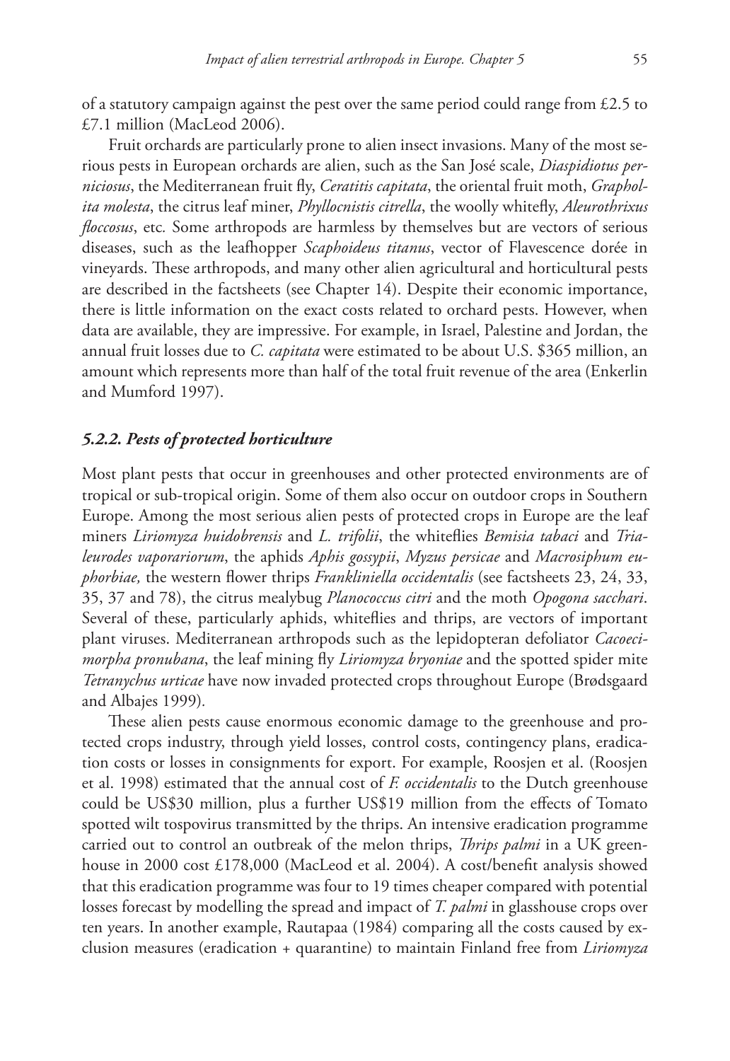of a statutory campaign against the pest over the same period could range from £2.5 to £7.1 million (MacLeod 2006).

Fruit orchards are particularly prone to alien insect invasions. Many of the most serious pests in European orchards are alien, such as the San José scale, *Diaspidiotus perniciosus*, the Mediterranean fruit fly, *Ceratitis capitata*, the oriental fruit moth, *Grapholita molesta*, the citrus leaf miner, *Phyllocnistis citrella*, the woolly whitefly, *Aleurothrixus floccosus*, etc. Some arthropods are harmless by themselves but are vectors of serious diseases, such as the leafhopper *Scaphoideus titanus*, vector of Flavescence dorée in vineyards. These arthropods, and many other alien agricultural and horticultural pests are described in the factsheets (see Chapter 14). Despite their economic importance, there is little information on the exact costs related to orchard pests. However, when data are available, they are impressive. For example, in Israel, Palestine and Jordan, the annual fruit losses due to *C. capitata* were estimated to be about U.S. $365 million, an amount which represents more than half of the total fruit revenue of the area (Enkerlin and Mumford 1997).

### *5.2.2. Pests of protected horticulture*

Most plant pests that occur in greenhouses and other protected environments are of tropical or sub-tropical origin. Some of them also occur on outdoor crops in Southern Europe. Among the most serious alien pests of protected crops in Europe are the leaf miners *Liriomyza huidobrensis* and *L. trifolii*, the whiteflies *Bemisia tabaci* and *Trialeurodes vaporariorum*, the aphids *Aphis gossypii*, *Myzus persicae* and *Macrosiphum euphorbiae,* the western flower thrips *Frankliniella occidentalis* (see factsheets 23, 24, 33, 35, 37 and 78), the citrus mealybug *Planococcus citri* and the moth *Opogona sacchari*. Several of these, particularly aphids, whiteflies and thrips, are vectors of important plant viruses. Mediterranean arthropods such as the lepidopteran defoliator *Cacoecimorpha pronubana*, the leaf mining fly *Liriomyza bryoniae* and the spotted spider mite *Tetranychus urticae* have now invaded protected crops throughout Europe (Brødsgaard and Albajes 1999).

These alien pests cause enormous economic damage to the greenhouse and protected crops industry, through yield losses, control costs, contingency plans, eradication costs or losses in consignments for export. For example, Roosjen et al. (Roosjen et al. 1998) estimated that the annual cost of *F. occidentalis* to the Dutch greenhouse could be US$30 million, plus a further US$19 million from the effects of Tomato spotted wilt tospovirus transmitted by the thrips. An intensive eradication programme carried out to control an outbreak of the melon thrips, *Thrips palmi* in a UK greenhouse in 2000 cost £178,000 (MacLeod et al. 2004). A cost/benefit analysis showed that this eradication programme was four to 19 times cheaper compared with potential losses forecast by modelling the spread and impact of *T. palmi* in glasshouse crops over ten years. In another example, Rautapaa (1984) comparing all the costs caused by exclusion measures (eradication + quarantine) to maintain Finland free from *Liriomyza*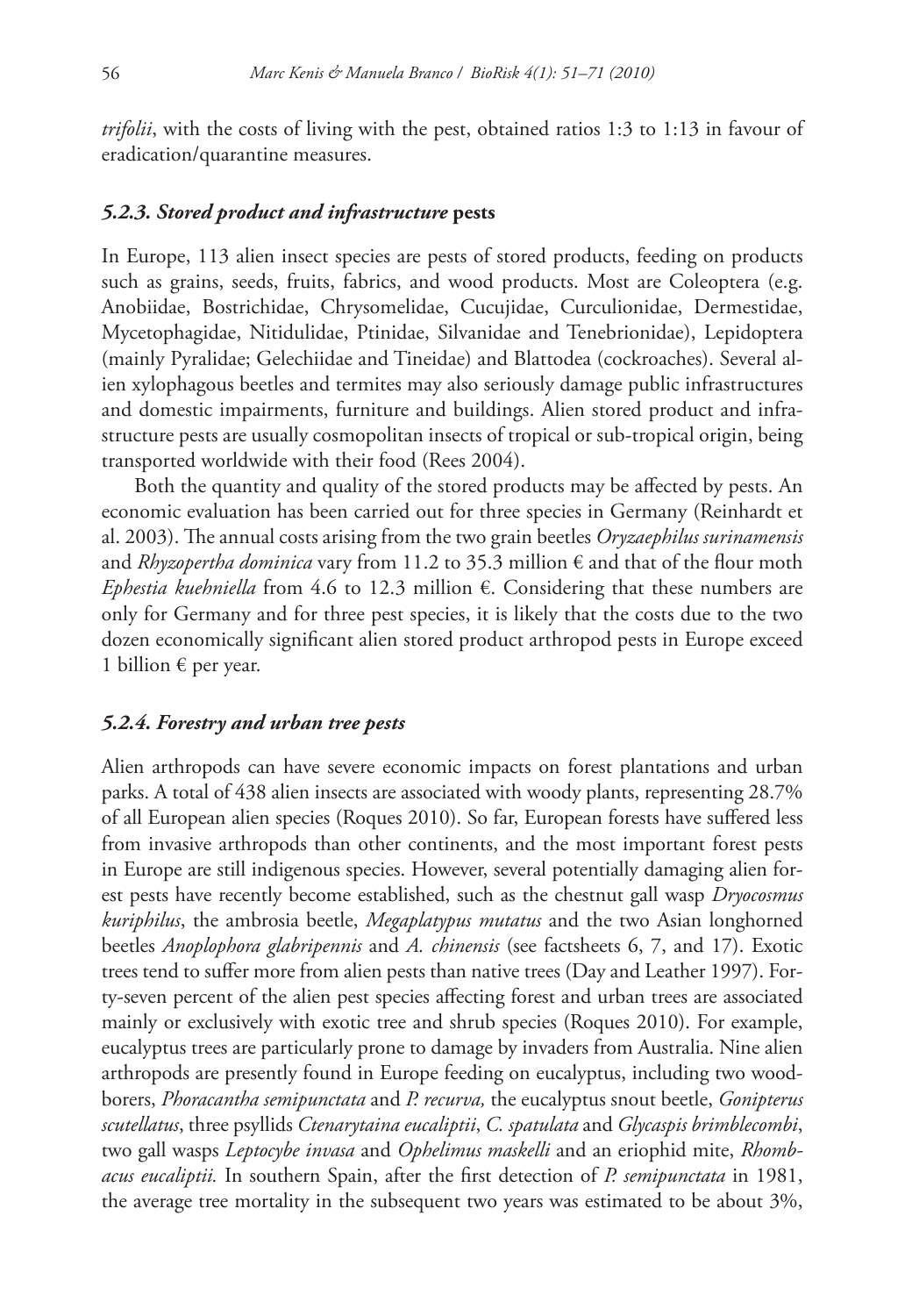*trifolii*, with the costs of living with the pest, obtained ratios 1:3 to 1:13 in favour of eradication/quarantine measures.

### *5.2.3. Stored product and infrastructure* pests

In Europe, 113 alien insect species are pests of stored products, feeding on products such as grains, seeds, fruits, fabrics, and wood products. Most are Coleoptera (e.g. Anobiidae, Bostrichidae, Chrysomelidae, Cucujidae, Curculionidae, Dermestidae, Mycetophagidae, Nitidulidae, Ptinidae, Silvanidae and Tenebrionidae), Lepidoptera (mainly Pyralidae; Gelechiidae and Tineidae) and Blattodea (cockroaches). Several alien xylophagous beetles and termites may also seriously damage public infrastructures and domestic impairments, furniture and buildings. Alien stored product and infrastructure pests are usually cosmopolitan insects of tropical or sub-tropical origin, being transported worldwide with their food (Rees 2004).

Both the quantity and quality of the stored products may be affected by pests. An economic evaluation has been carried out for three species in Germany (Reinhardt et al. 2003). The annual costs arising from the two grain beetles *Oryzaephilus surinamensis* and *Rhyzopertha dominica* vary from 11.2 to 35.3 million € and that of the flour moth *Ephestia kuehniella* from 4.6 to 12.3 million €. Considering that these numbers are only for Germany and for three pest species, it is likely that the costs due to the two dozen economically significant alien stored product arthropod pests in Europe exceed 1 billion € per year.

### *5.2.4. Forestry and urban tree pests*

Alien arthropods can have severe economic impacts on forest plantations and urban parks. A total of 438 alien insects are associated with woody plants, representing 28.7% of all European alien species (Roques 2010). So far, European forests have suffered less from invasive arthropods than other continents, and the most important forest pests in Europe are still indigenous species. However, several potentially damaging alien forest pests have recently become established, such as the chestnut gall wasp *Dryocosmus kuriphilus*, the ambrosia beetle, *Megaplatypus mutatus* and the two Asian longhorned beetles *Anoplophora glabripennis* and *A. chinensis* (see factsheets 6, 7, and 17). Exotic trees tend to suffer more from alien pests than native trees (Day and Leather 1997). Forty-seven percent of the alien pest species affecting forest and urban trees are associated mainly or exclusively with exotic tree and shrub species (Roques 2010). For example, eucalyptus trees are particularly prone to damage by invaders from Australia. Nine alien arthropods are presently found in Europe feeding on eucalyptus, including two woodborers, *Phoracantha semipunctata* and *P. recurva,* the eucalyptus snout beetle, *Gonipterus scutellatus*, three psyllids *Ctenarytaina eucaliptii*, *C. spatulata* and *Glycaspis brimblecombi*, two gall wasps *Leptocybe invasa* and *Ophelimus maskelli* and an eriophid mite, *Rhombacus eucaliptii.* In southern Spain, after the first detection of *P. semipunctata* in 1981, the average tree mortality in the subsequent two years was estimated to be about 3%,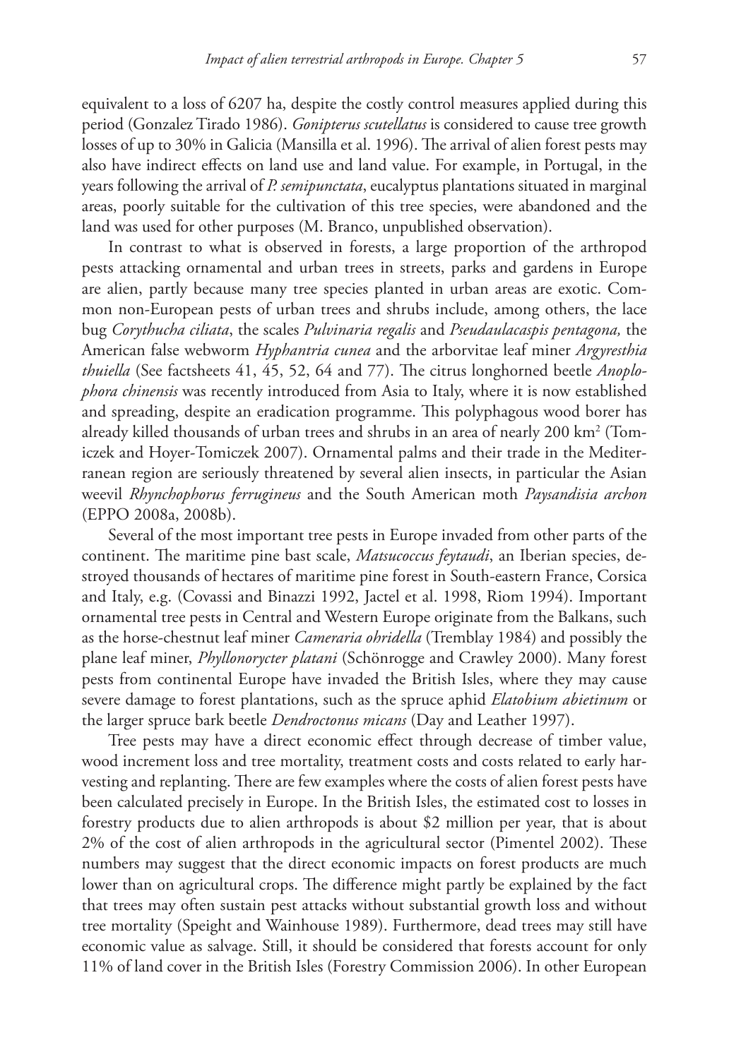equivalent to a loss of 6207 ha, despite the costly control measures applied during this period (Gonzalez Tirado 1986). *Gonipterus scutellatus* is considered to cause tree growth losses of up to 30% in Galicia (Mansilla et al. 1996). The arrival of alien forest pests may also have indirect effects on land use and land value. For example, in Portugal, in the years following the arrival of *P. semipunctata*, eucalyptus plantations situated in marginal areas, poorly suitable for the cultivation of this tree species, were abandoned and the land was used for other purposes (M. Branco, unpublished observation).

In contrast to what is observed in forests, a large proportion of the arthropod pests attacking ornamental and urban trees in streets, parks and gardens in Europe are alien, partly because many tree species planted in urban areas are exotic. Common non-European pests of urban trees and shrubs include, among others, the lace bug *Corythucha ciliata*, the scales *Pulvinaria regalis* and *Pseudaulacaspis pentagona,* the American false webworm *Hyphantria cunea* and the arborvitae leaf miner *Argyresthia thuiella* (See factsheets 41, 45, 52, 64 and 77). The citrus longhorned beetle *Anoplophora chinensis* was recently introduced from Asia to Italy, where it is now established and spreading, despite an eradication programme. This polyphagous wood borer has already killed thousands of urban trees and shrubs in an area of nearly 200 km$^2$ (Tomiczek and Hoyer-Tomiczek 2007). Ornamental palms and their trade in the Mediterranean region are seriously threatened by several alien insects, in particular the Asian weevil *Rhynchophorus ferrugineus* and the South American moth *Paysandisia archon* (EPPO 2008a, 2008b).

Several of the most important tree pests in Europe invaded from other parts of the continent. The maritime pine bast scale, *Matsucoccus feytaudi*, an Iberian species, destroyed thousands of hectares of maritime pine forest in South-eastern France, Corsica and Italy, e.g. (Covassi and Binazzi 1992, Jactel et al. 1998, Riom 1994). Important ornamental tree pests in Central and Western Europe originate from the Balkans, such as the horse-chestnut leaf miner *Cameraria ohridella* (Tremblay 1984) and possibly the plane leaf miner, *Phyllonorycter platani* (Schönrogge and Crawley 2000). Many forest pests from continental Europe have invaded the British Isles, where they may cause severe damage to forest plantations, such as the spruce aphid *Elatobium abietinum* or the larger spruce bark beetle *Dendroctonus micans* (Day and Leather 1997).

Tree pests may have a direct economic effect through decrease of timber value, wood increment loss and tree mortality, treatment costs and costs related to early harvesting and replanting. There are few examples where the costs of alien forest pests have been calculated precisely in Europe. In the British Isles, the estimated cost to losses in forestry products due to alien arthropods is about \$2 million per year, that is about 2% of the cost of alien arthropods in the agricultural sector (Pimentel 2002). These numbers may suggest that the direct economic impacts on forest products are much lower than on agricultural crops. The difference might partly be explained by the fact that trees may often sustain pest attacks without substantial growth loss and without tree mortality (Speight and Wainhouse 1989). Furthermore, dead trees may still have economic value as salvage. Still, it should be considered that forests account for only 11% of land cover in the British Isles (Forestry Commission 2006). In other European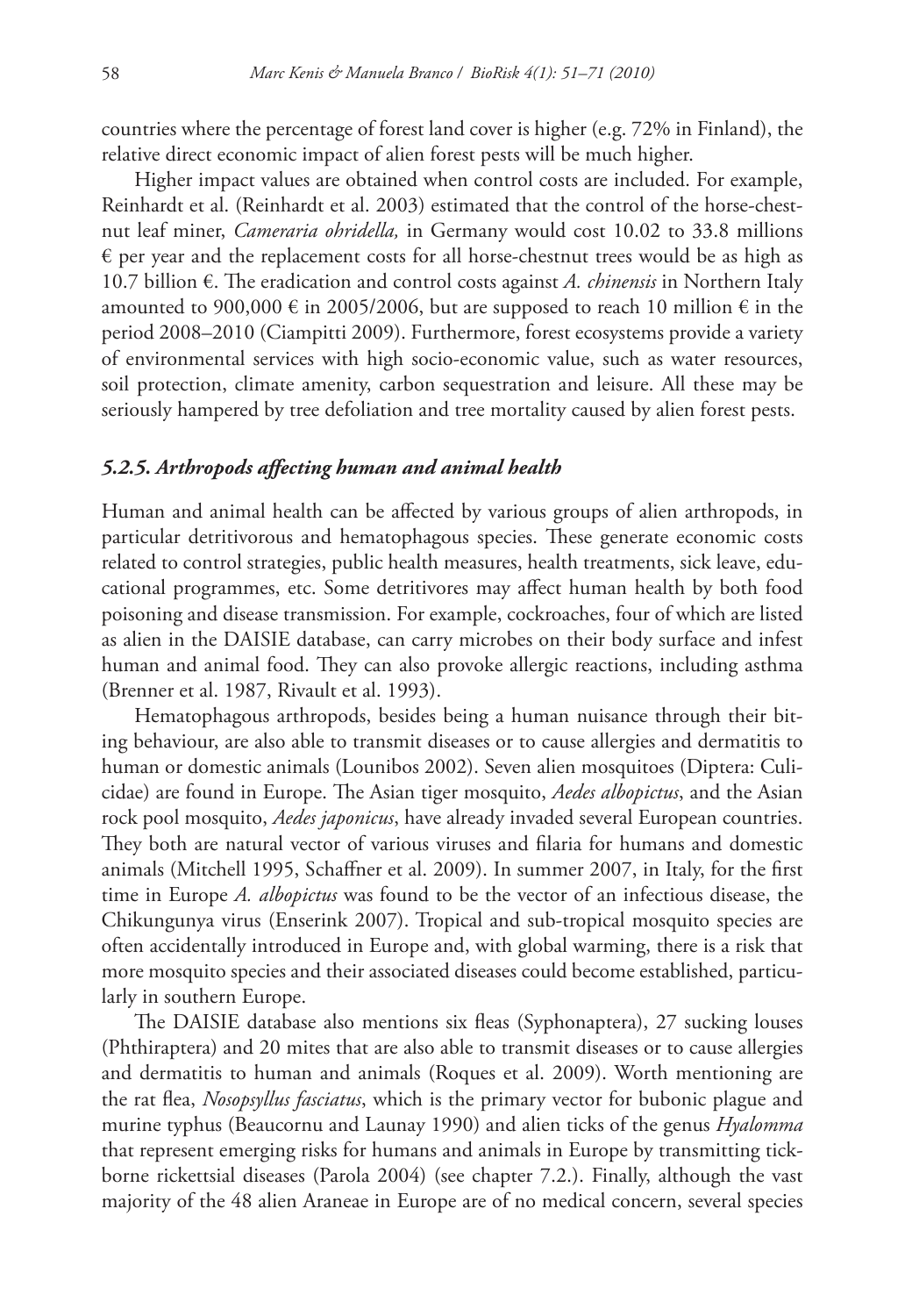countries where the percentage of forest land cover is higher (e.g. 72% in Finland), the relative direct economic impact of alien forest pests will be much higher.

Higher impact values are obtained when control costs are included. For example, Reinhardt et al. (Reinhardt et al. 2003) estimated that the control of the horse-chestnut leaf miner, *Cameraria ohridella,* in Germany would cost 10.02 to 33.8 millions € per year and the replacement costs for all horse-chestnut trees would be as high as 10.7 billion €. The eradication and control costs against *A. chinensis* in Northern Italy amounted to 900,000 € in 2005/2006, but are supposed to reach 10 million € in the period 2008–2010 (Ciampitti 2009). Furthermore, forest ecosystems provide a variety of environmental services with high socio-economic value, such as water resources, soil protection, climate amenity, carbon sequestration and leisure. All these may be seriously hampered by tree defoliation and tree mortality caused by alien forest pests.

### *5.2.5. Arthropods affecting human and animal health*

Human and animal health can be affected by various groups of alien arthropods, in particular detritivorous and hematophagous species. These generate economic costs related to control strategies, public health measures, health treatments, sick leave, educational programmes, etc. Some detritivores may affect human health by both food poisoning and disease transmission. For example, cockroaches, four of which are listed as alien in the DAISIE database, can carry microbes on their body surface and infest human and animal food. They can also provoke allergic reactions, including asthma (Brenner et al. 1987, Rivault et al. 1993).

Hematophagous arthropods, besides being a human nuisance through their biting behaviour, are also able to transmit diseases or to cause allergies and dermatitis to human or domestic animals (Lounibos 2002). Seven alien mosquitoes (Diptera: Culicidae) are found in Europe. The Asian tiger mosquito, *Aedes albopictus*, and the Asian rock pool mosquito, *Aedes japonicus*, have already invaded several European countries. They both are natural vector of various viruses and filaria for humans and domestic animals (Mitchell 1995, Schaffner et al. 2009). In summer 2007, in Italy, for the first time in Europe *A. albopictus* was found to be the vector of an infectious disease, the Chikungunya virus (Enserink 2007). Tropical and sub-tropical mosquito species are often accidentally introduced in Europe and, with global warming, there is a risk that more mosquito species and their associated diseases could become established, particularly in southern Europe.

The DAISIE database also mentions six fleas (Syphonaptera), 27 sucking louses (Phthiraptera) and 20 mites that are also able to transmit diseases or to cause allergies and dermatitis to human and animals (Roques et al. 2009). Worth mentioning are the rat flea, *Nosopsyllus fasciatus*, which is the primary vector for bubonic plague and murine typhus (Beaucornu and Launay 1990) and alien ticks of the genus *Hyalomma* that represent emerging risks for humans and animals in Europe by transmitting tick-borne rickettsial diseases (Parola 2004) (see chapter 7.2.). Finally, although the vast majority of the 48 alien Araneae in Europe are of no medical concern, several species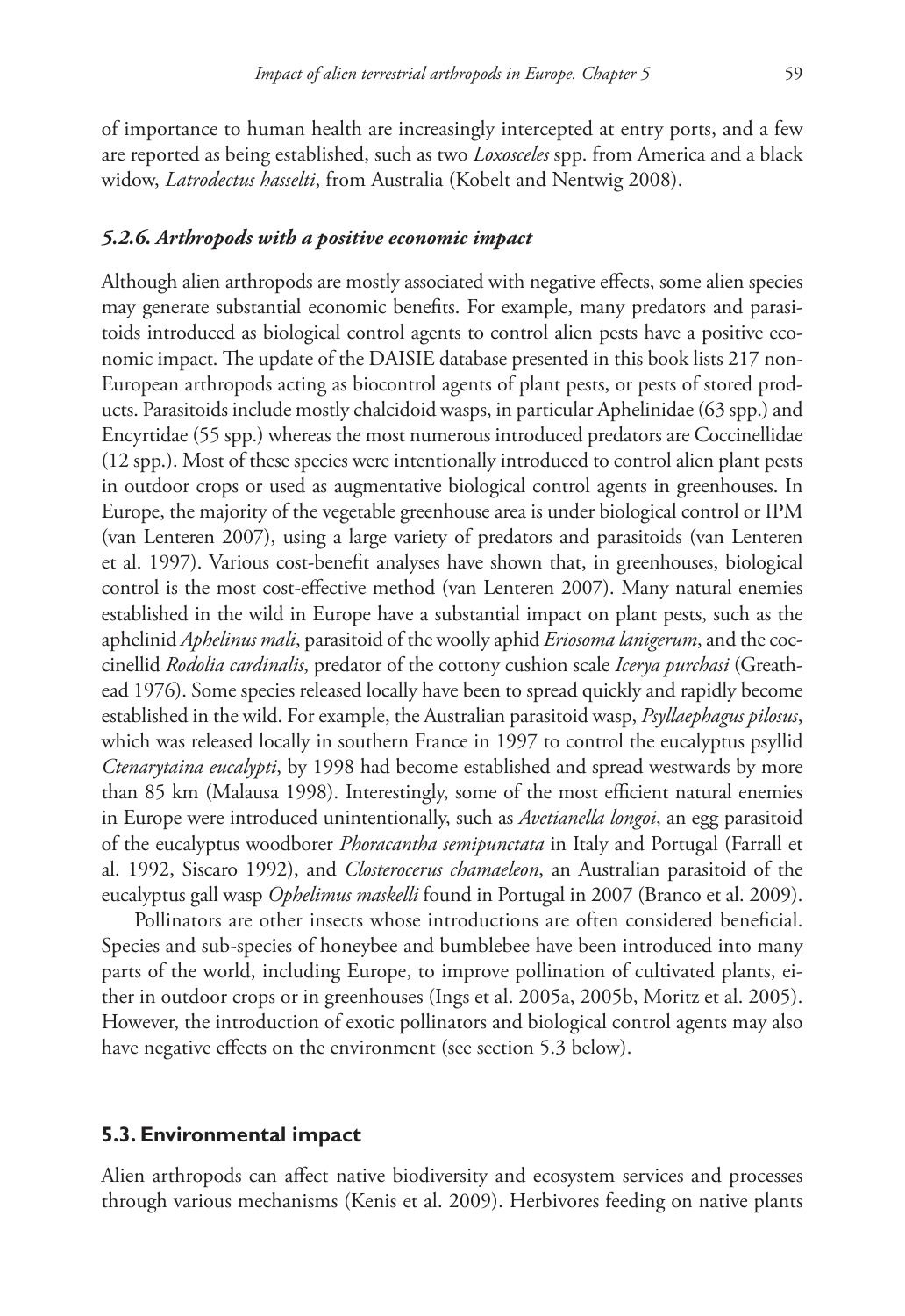of importance to human health are increasingly intercepted at entry ports, and a few are reported as being established, such as two *Loxosceles* spp. from America and a black widow, *Latrodectus hasselti*, from Australia (Kobelt and Nentwig 2008).

### *5.2.6. Arthropods with a positive economic impact*

Although alien arthropods are mostly associated with negative effects, some alien species may generate substantial economic benefits. For example, many predators and parasitoids introduced as biological control agents to control alien pests have a positive economic impact. The update of the DAISIE database presented in this book lists 217 non-European arthropods acting as biocontrol agents of plant pests, or pests of stored products. Parasitoids include mostly chalcidoid wasps, in particular Aphelinidae (63 spp.) and Encyrtidae (55 spp.) whereas the most numerous introduced predators are Coccinellidae (12 spp.). Most of these species were intentionally introduced to control alien plant pests in outdoor crops or used as augmentative biological control agents in greenhouses. In Europe, the majority of the vegetable greenhouse area is under biological control or IPM (van Lenteren 2007), using a large variety of predators and parasitoids (van Lenteren et al. 1997). Various cost-benefit analyses have shown that, in greenhouses, biological control is the most cost-effective method (van Lenteren 2007). Many natural enemies established in the wild in Europe have a substantial impact on plant pests, such as the aphelinid *Aphelinus mali*, parasitoid of the woolly aphid *Eriosoma lanigerum*, and the coccinellid *Rodolia cardinalis*, predator of the cottony cushion scale *Icerya purchasi* (Greathead 1976). Some species released locally have been to spread quickly and rapidly become established in the wild. For example, the Australian parasitoid wasp, *Psyllaephagus pilosus*, which was released locally in southern France in 1997 to control the eucalyptus psyllid *Ctenarytaina eucalypti*, by 1998 had become established and spread westwards by more than 85 km (Malausa 1998). Interestingly, some of the most efficient natural enemies in Europe were introduced unintentionally, such as *Avetianella longoi*, an egg parasitoid of the eucalyptus woodborer *Phoracantha semipunctata* in Italy and Portugal (Farrall et al. 1992, Siscaro 1992), and *Closterocerus chamaeleon*, an Australian parasitoid of the eucalyptus gall wasp *Ophelimus maskelli* found in Portugal in 2007 (Branco et al. 2009).

Pollinators are other insects whose introductions are often considered beneficial. Species and sub-species of honeybee and bumblebee have been introduced into many parts of the world, including Europe, to improve pollination of cultivated plants, either in outdoor crops or in greenhouses (Ings et al. 2005a, 2005b, Moritz et al. 2005). However, the introduction of exotic pollinators and biological control agents may also have negative effects on the environment (see section 5.3 below).

## **5.3. Environmental impact**

Alien arthropods can affect native biodiversity and ecosystem services and processes through various mechanisms (Kenis et al. 2009). Herbivores feeding on native plants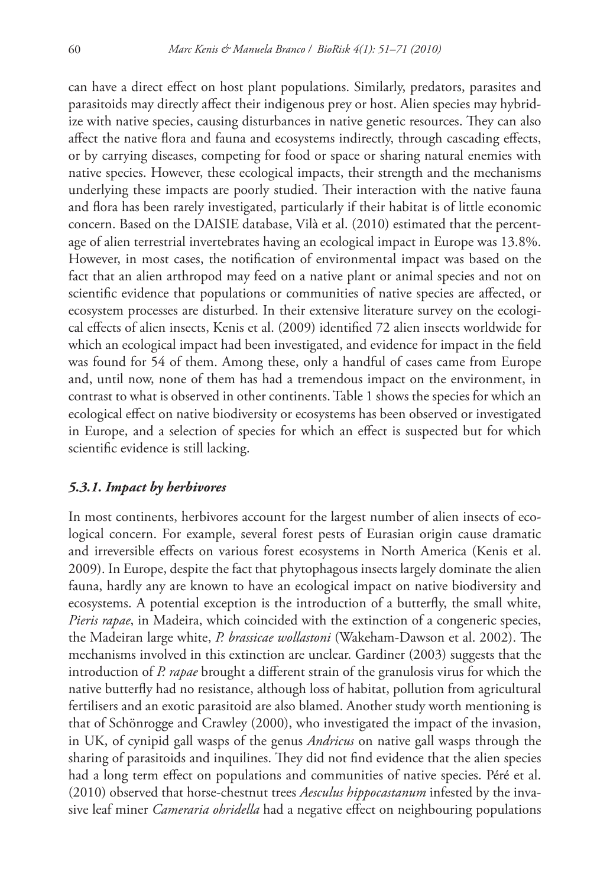can have a direct effect on host plant populations. Similarly, predators, parasites and parasitoids may directly affect their indigenous prey or host. Alien species may hybridize with native species, causing disturbances in native genetic resources. They can also affect the native flora and fauna and ecosystems indirectly, through cascading effects, or by carrying diseases, competing for food or space or sharing natural enemies with native species. However, these ecological impacts, their strength and the mechanisms underlying these impacts are poorly studied. Their interaction with the native fauna and flora has been rarely investigated, particularly if their habitat is of little economic concern. Based on the DAISIE database, Vilà et al. (2010) estimated that the percentage of alien terrestrial invertebrates having an ecological impact in Europe was 13.8%. However, in most cases, the notification of environmental impact was based on the fact that an alien arthropod may feed on a native plant or animal species and not on scientific evidence that populations or communities of native species are affected, or ecosystem processes are disturbed. In their extensive literature survey on the ecological effects of alien insects, Kenis et al. (2009) identified 72 alien insects worldwide for which an ecological impact had been investigated, and evidence for impact in the field was found for 54 of them. Among these, only a handful of cases came from Europe and, until now, none of them has had a tremendous impact on the environment, in contrast to what is observed in other continents. Table 1 shows the species for which an ecological effect on native biodiversity or ecosystems has been observed or investigated in Europe, and a selection of species for which an effect is suspected but for which scientific evidence is still lacking.

### *5.3.1. Impact by herbivores*

In most continents, herbivores account for the largest number of alien insects of ecological concern. For example, several forest pests of Eurasian origin cause dramatic and irreversible effects on various forest ecosystems in North America (Kenis et al. 2009). In Europe, despite the fact that phytophagous insects largely dominate the alien fauna, hardly any are known to have an ecological impact on native biodiversity and ecosystems. A potential exception is the introduction of a butterfly, the small white, *Pieris rapae*, in Madeira, which coincided with the extinction of a congeneric species, the Madeiran large white, *P. brassicae wollastoni* (Wakeham-Dawson et al. 2002). The mechanisms involved in this extinction are unclear. Gardiner (2003) suggests that the introduction of *P. rapae* brought a different strain of the granulosis virus for which the native butterfly had no resistance, although loss of habitat, pollution from agricultural fertilisers and an exotic parasitoid are also blamed. Another study worth mentioning is that of Schönrogge and Crawley (2000), who investigated the impact of the invasion, in UK, of cynipid gall wasps of the genus *Andricus* on native gall wasps through the sharing of parasitoids and inquilines. They did not find evidence that the alien species had a long term effect on populations and communities of native species. Péré et al. (2010) observed that horse-chestnut trees *Aesculus hippocastanum* infested by the invasive leaf miner *Cameraria ohridella* had a negative effect on neighbouring populations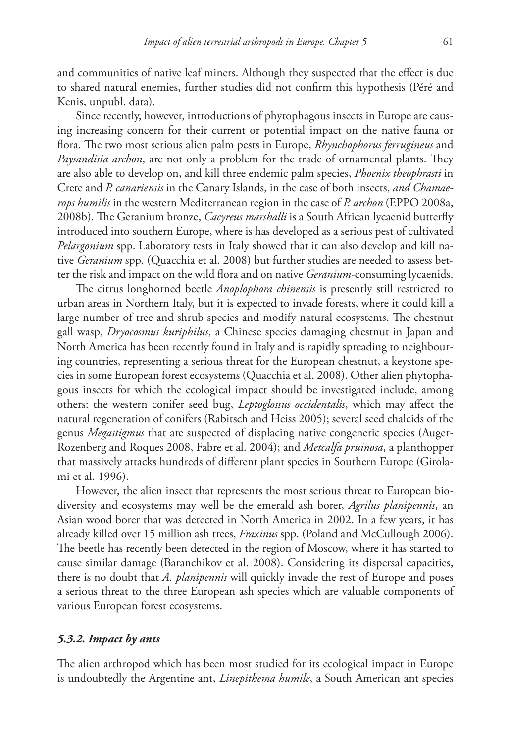and communities of native leaf miners. Although they suspected that the effect is due to shared natural enemies, further studies did not confirm this hypothesis (Péré and Kenis, unpubl. data).

Since recently, however, introductions of phytophagous insects in Europe are causing increasing concern for their current or potential impact on the native fauna or flora. The two most serious alien palm pests in Europe, *Rhynchophorus ferrugineus* and *Paysandisia archon*, are not only a problem for the trade of ornamental plants. They are also able to develop on, and kill three endemic palm species, *Phoenix theophrasti* in Crete and *P. canariensis* in the Canary Islands, in the case of both insects, *and Chamaerops humilis* in the western Mediterranean region in the case of *P. archon* (EPPO 2008a, 2008b). The Geranium bronze, *Cacyreus marshalli* is a South African lycaenid butterfly introduced into southern Europe, where is has developed as a serious pest of cultivated *Pelargonium* spp. Laboratory tests in Italy showed that it can also develop and kill native *Geranium* spp. (Quacchia et al. 2008) but further studies are needed to assess better the risk and impact on the wild flora and on native *Geranium*-consuming lycaenids.

The citrus longhorned beetle *Anoplophora chinensis* is presently still restricted to urban areas in Northern Italy, but it is expected to invade forests, where it could kill a large number of tree and shrub species and modify natural ecosystems. The chestnut gall wasp, *Dryocosmus kuriphilus*, a Chinese species damaging chestnut in Japan and North America has been recently found in Italy and is rapidly spreading to neighbouring countries, representing a serious threat for the European chestnut, a keystone species in some European forest ecosystems (Quacchia et al. 2008). Other alien phytophagous insects for which the ecological impact should be investigated include, among others: the western conifer seed bug, *Leptoglossus occidentalis*, which may affect the natural regeneration of conifers (Rabitsch and Heiss 2005); several seed chalcids of the genus *Megastigmus* that are suspected of displacing native congeneric species (Auger-Rozenberg and Roques 2008, Fabre et al. 2004); and *Metcalfa pruinosa*, a planthopper that massively attacks hundreds of different plant species in Southern Europe (Girolami et al. 1996).

However, the alien insect that represents the most serious threat to European biodiversity and ecosystems may well be the emerald ash borer, *Agrilus planipennis*, an Asian wood borer that was detected in North America in 2002. In a few years, it has already killed over 15 million ash trees, *Fraxinus* spp. (Poland and McCullough 2006). The beetle has recently been detected in the region of Moscow, where it has started to cause similar damage (Baranchikov et al. 2008). Considering its dispersal capacities, there is no doubt that *A. planipennis* will quickly invade the rest of Europe and poses a serious threat to the three European ash species which are valuable components of various European forest ecosystems.

### *5.3.2. Impact by ants*

The alien arthropod which has been most studied for its ecological impact in Europe is undoubtedly the Argentine ant, *Linepithema humile*, a South American ant species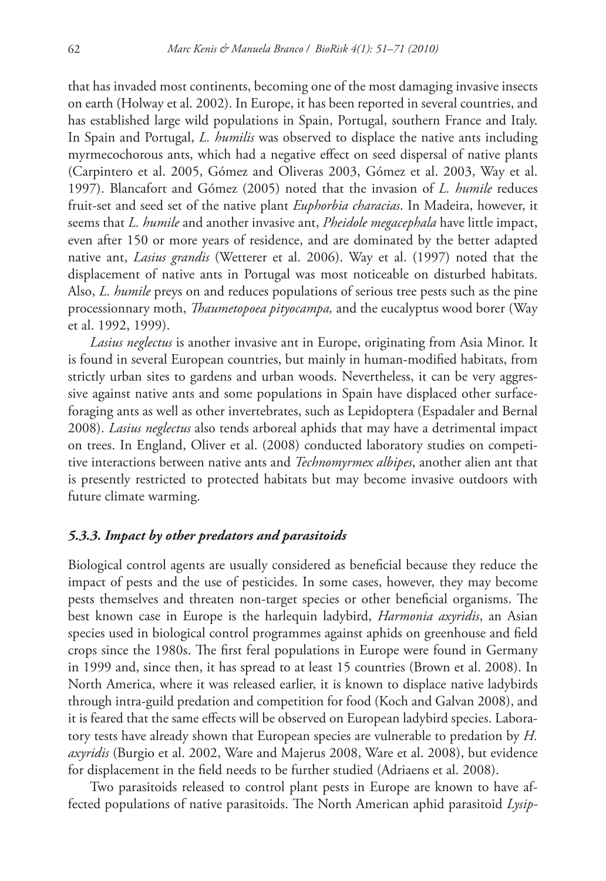that has invaded most continents, becoming one of the most damaging invasive insects on earth (Holway et al. 2002). In Europe, it has been reported in several countries, and has established large wild populations in Spain, Portugal, southern France and Italy. In Spain and Portugal, *L. humilis* was observed to displace the native ants including myrmecochorous ants, which had a negative effect on seed dispersal of native plants (Carpintero et al. 2005, Gómez and Oliveras 2003, Gómez et al. 2003, Way et al. 1997). Blancafort and Gómez (2005) noted that the invasion of *L. humile* reduces fruit-set and seed set of the native plant *Euphorbia characias*. In Madeira, however, it seems that *L. humile* and another invasive ant, *Pheidole megacephala* have little impact, even after 150 or more years of residence, and are dominated by the better adapted native ant, *Lasius grandis* (Wetterer et al. 2006). Way et al. (1997) noted that the displacement of native ants in Portugal was most noticeable on disturbed habitats. Also, *L. humile* preys on and reduces populations of serious tree pests such as the pine processionnary moth, *Thaumetopoea pityocampa,* and the eucalyptus wood borer (Way et al. 1992, 1999).

*Lasius neglectus* is another invasive ant in Europe, originating from Asia Minor. It is found in several European countries, but mainly in human-modified habitats, from strictly urban sites to gardens and urban woods. Nevertheless, it can be very aggressive against native ants and some populations in Spain have displaced other surface-foraging ants as well as other invertebrates, such as Lepidoptera (Espadaler and Bernal 2008). *Lasius neglectus* also tends arboreal aphids that may have a detrimental impact on trees. In England, Oliver et al. (2008) conducted laboratory studies on competitive interactions between native ants and *Technomyrmex albipes*, another alien ant that is presently restricted to protected habitats but may become invasive outdoors with future climate warming.

### *5.3.3. Impact by other predators and parasitoids*

Biological control agents are usually considered as beneficial because they reduce the impact of pests and the use of pesticides. In some cases, however, they may become pests themselves and threaten non-target species or other beneficial organisms. The best known case in Europe is the harlequin ladybird, *Harmonia axyridis*, an Asian species used in biological control programmes against aphids on greenhouse and field crops since the 1980s. The first feral populations in Europe were found in Germany in 1999 and, since then, it has spread to at least 15 countries (Brown et al. 2008). In North America, where it was released earlier, it is known to displace native ladybirds through intra-guild predation and competition for food (Koch and Galvan 2008), and it is feared that the same effects will be observed on European ladybird species. Laboratory tests have already shown that European species are vulnerable to predation by *H. axyridis* (Burgio et al. 2002, Ware and Majerus 2008, Ware et al. 2008), but evidence for displacement in the field needs to be further studied (Adriaens et al. 2008).

Two parasitoids released to control plant pests in Europe are known to have affected populations of native parasitoids. The North American aphid parasitoid *Lysip-*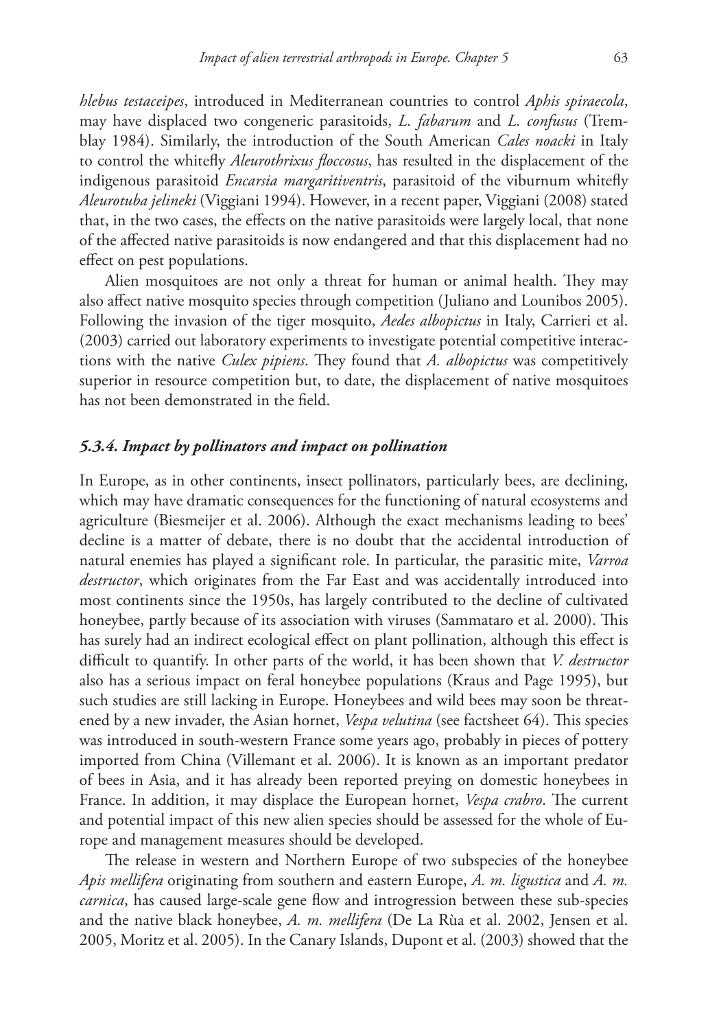*hlebus testaceipes*, introduced in Mediterranean countries to control *Aphis spiraecola*, may have displaced two congeneric parasitoids, *L. fabarum* and *L. confusus* (Tremblay 1984). Similarly, the introduction of the South American *Cales noacki* in Italy to control the whitefly *Aleurothrixus floccosus*, has resulted in the displacement of the indigenous parasitoid *Encarsia margaritiventris*, parasitoid of the viburnum whitefly *Aleurotuba jelineki* (Viggiani 1994). However, in a recent paper, Viggiani (2008) stated that, in the two cases, the effects on the native parasitoids were largely local, that none of the affected native parasitoids is now endangered and that this displacement had no effect on pest populations.

Alien mosquitoes are not only a threat for human or animal health. They may also affect native mosquito species through competition (Juliano and Lounibos 2005). Following the invasion of the tiger mosquito, *Aedes albopictus* in Italy, Carrieri et al. (2003) carried out laboratory experiments to investigate potential competitive interactions with the native *Culex pipiens*. They found that *A. albopictus* was competitively superior in resource competition but, to date, the displacement of native mosquitoes has not been demonstrated in the field.

### *5.3.4. Impact by pollinators and impact on pollination*

In Europe, as in other continents, insect pollinators, particularly bees, are declining, which may have dramatic consequences for the functioning of natural ecosystems and agriculture (Biesmeijer et al. 2006). Although the exact mechanisms leading to bees' decline is a matter of debate, there is no doubt that the accidental introduction of natural enemies has played a significant role. In particular, the parasitic mite, *Varroa destructor*, which originates from the Far East and was accidentally introduced into most continents since the 1950s, has largely contributed to the decline of cultivated honeybee, partly because of its association with viruses (Sammataro et al. 2000). This has surely had an indirect ecological effect on plant pollination, although this effect is difficult to quantify. In other parts of the world, it has been shown that *V. destructor* also has a serious impact on feral honeybee populations (Kraus and Page 1995), but such studies are still lacking in Europe. Honeybees and wild bees may soon be threatened by a new invader, the Asian hornet, *Vespa velutina* (see factsheet 64). This species was introduced in south-western France some years ago, probably in pieces of pottery imported from China (Villemant et al. 2006). It is known as an important predator of bees in Asia, and it has already been reported preying on domestic honeybees in France. In addition, it may displace the European hornet, *Vespa crabro*. The current and potential impact of this new alien species should be assessed for the whole of Europe and management measures should be developed.

The release in western and Northern Europe of two subspecies of the honeybee *Apis mellifera* originating from southern and eastern Europe, *A. m. ligustica* and *A. m. carnica*, has caused large-scale gene flow and introgression between these sub-species and the native black honeybee, *A. m. mellifera* (De La Rùa et al. 2002, Jensen et al. 2005, Moritz et al. 2005). In the Canary Islands, Dupont et al. (2003) showed that the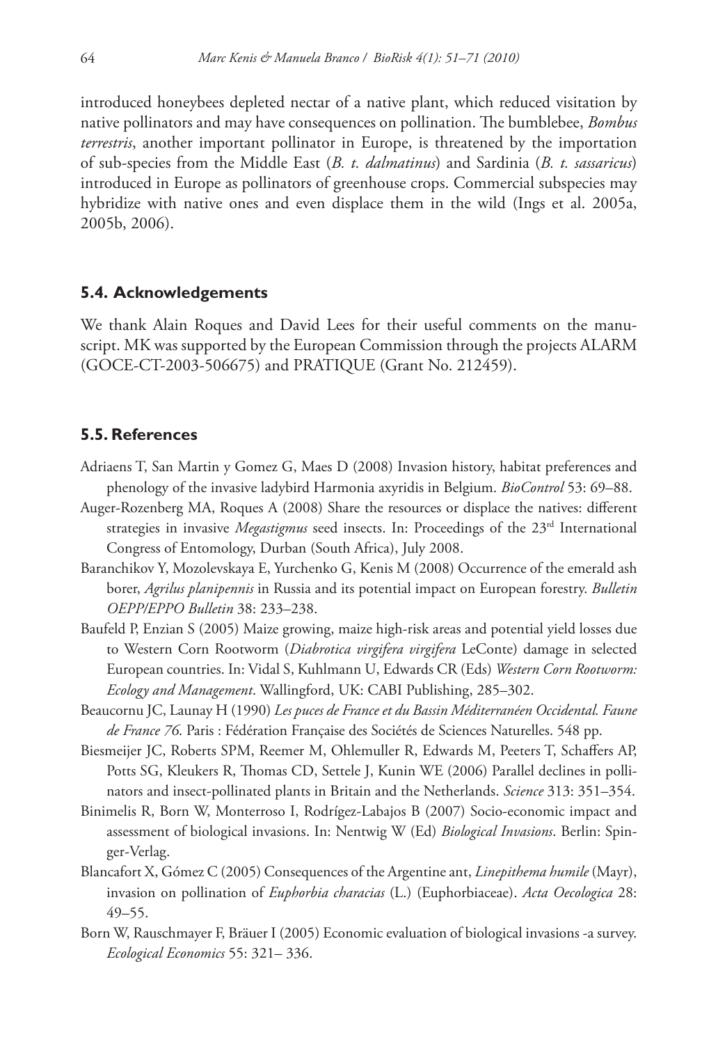introduced honeybees depleted nectar of a native plant, which reduced visitation by native pollinators and may have consequences on pollination. The bumblebee, *Bombus terrestris*, another important pollinator in Europe, is threatened by the importation of sub-species from the Middle East (*B. t. dalmatinus*) and Sardinia (*B. t. sassaricus*) introduced in Europe as pollinators of greenhouse crops. Commercial subspecies may hybridize with native ones and even displace them in the wild (Ings et al. 2005a, 2005b, 2006).

### 5.4. Acknowledgements

We thank Alain Roques and David Lees for their useful comments on the manuscript. MK was supported by the European Commission through the projects ALARM (GOCE-CT-2003-506675) and PRATIQUE (Grant No. 212459).

### 5.5. References

Adriaens T, San Martin y Gomez G, Maes D (2008) Invasion history, habitat preferences and phenology of the invasive ladybird Harmonia axyridis in Belgium. *BioControl* 53: 69–88.

Auger-Rozenberg MA, Roques A (2008) Share the resources or displace the natives: different strategies in invasive *Megastigmus* seed insects. In: Proceedings of the 23rd International Congress of Entomology, Durban (South Africa), July 2008.

Baranchikov Y, Mozolevskaya E, Yurchenko G, Kenis M (2008) Occurrence of the emerald ash borer, *Agrilus planipennis* in Russia and its potential impact on European forestry. *Bulletin OEPP/EPPO Bulletin* 38: 233–238.

Baufeld P, Enzian S (2005) Maize growing, maize high-risk areas and potential yield losses due to Western Corn Rootworm (*Diabrotica virgifera virgifera* LeConte) damage in selected European countries. In: Vidal S, Kuhlmann U, Edwards CR (Eds) *Western Corn Rootworm: Ecology and Management*. Wallingford, UK: CABI Publishing, 285–302.

Beaucornu JC, Launay H (1990) *Les puces de France et du Bassin Méditerranéen Occidental. Faune de France 76*. Paris : Fédération Française des Sociétés de Sciences Naturelles. 548 pp.

Biesmeijer JC, Roberts SPM, Reemer M, Ohlemuller R, Edwards M, Peeters T, Schaffers AP, Potts SG, Kleukers R, Thomas CD, Settele J, Kunin WE (2006) Parallel declines in pollinators and insect-pollinated plants in Britain and the Netherlands. *Science* 313: 351–354.

Binimelis R, Born W, Monterroso I, Rodrígez-Labajos B (2007) Socio-economic impact and assessment of biological invasions. In: Nentwig W (Ed) *Biological Invasions*. Berlin: Spinger-Verlag.

Blancafort X, Gómez C (2005) Consequences of the Argentine ant, *Linepithema humile* (Mayr), invasion on pollination of *Euphorbia characias* (L.) (Euphorbiaceae). *Acta Oecologica* 28: 49–55.

Born W, Rauschmayer F, Bräuer I (2005) Economic evaluation of biological invasions -a survey. *Ecological Economics* 55: 321– 336.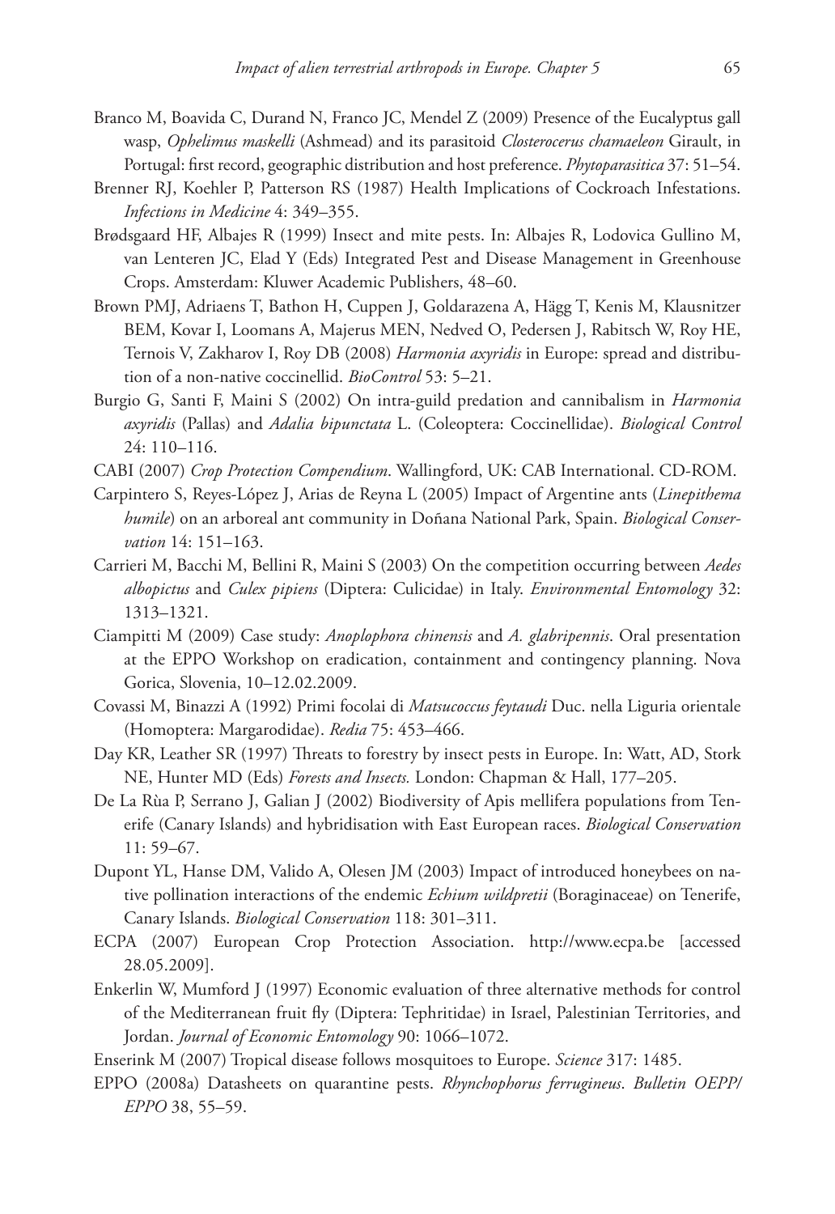Branco M, Boavida C, Durand N, Franco JC, Mendel Z (2009) Presence of the Eucalyptus gall wasp, *Ophelimus maskelli* (Ashmead) and its parasitoid *Closterocerus chamaeleon* Girault, in Portugal: first record, geographic distribution and host preference. *Phytoparasitica* 37: 51–54.

Brenner RJ, Koehler P, Patterson RS (1987) Health Implications of Cockroach Infestations. *Infections in Medicine* 4: 349–355.

Brødsgaard HF, Albajes R (1999) Insect and mite pests. In: Albajes R, Lodovica Gullino M, van Lenteren JC, Elad Y (Eds) Integrated Pest and Disease Management in Greenhouse Crops. Amsterdam: Kluwer Academic Publishers, 48–60.

Brown PMJ, Adriaens T, Bathon H, Cuppen J, Goldarazena A, Hägg T, Kenis M, Klausnitzer BEM, Kovar I, Loomans A, Majerus MEN, Nedved O, Pedersen J, Rabitsch W, Roy HE, Ternois V, Zakharov I, Roy DB (2008) *Harmonia axyridis* in Europe: spread and distribution of a non-native coccinellid. *BioControl* 53: 5–21.

Burgio G, Santi F, Maini S (2002) On intra-guild predation and cannibalism in *Harmonia axyridis* (Pallas) and *Adalia bipunctata* L. (Coleoptera: Coccinellidae). *Biological Control* 24: 110–116.

CABI (2007) *Crop Protection Compendium*. Wallingford, UK: CAB International. CD-ROM.

Carpintero S, Reyes-López J, Arias de Reyna L (2005) Impact of Argentine ants (*Linepithema humile*) on an arboreal ant community in Doñana National Park, Spain. *Biological Conservation* 14: 151–163.

Carrieri M, Bacchi M, Bellini R, Maini S (2003) On the competition occurring between *Aedes albopictus* and *Culex pipiens* (Diptera: Culicidae) in Italy. *Environmental Entomology* 32: 1313–1321.

Ciampitti M (2009) Case study: *Anoplophora chinensis* and *A. glabripennis*. Oral presentation at the EPPO Workshop on eradication, containment and contingency planning. Nova Gorica, Slovenia, 10–12.02.2009.

Covassi M, Binazzi A (1992) Primi focolai di *Matsucoccus feytaudi* Duc. nella Liguria orientale (Homoptera: Margarodidae). *Redia* 75: 453–466.

Day KR, Leather SR (1997) Threats to forestry by insect pests in Europe. In: Watt, AD, Stork NE, Hunter MD (Eds) *Forests and Insects.* London: Chapman & Hall, 177–205.

De La Rùa P, Serrano J, Galian J (2002) Biodiversity of Apis mellifera populations from Tenerife (Canary Islands) and hybridisation with East European races. *Biological Conservation* 11: 59–67.

Dupont YL, Hanse DM, Valido A, Olesen JM (2003) Impact of introduced honeybees on native pollination interactions of the endemic *Echium wildpretii* (Boraginaceae) on Tenerife, Canary Islands. *Biological Conservation* 118: 301–311.

ECPA (2007) European Crop Protection Association. http://www.ecpa.be [accessed 28.05.2009].

Enkerlin W, Mumford J (1997) Economic evaluation of three alternative methods for control of the Mediterranean fruit fly (Diptera: Tephritidae) in Israel, Palestinian Territories, and Jordan. *Journal of Economic Entomology* 90: 1066–1072.

Enserink M (2007) Tropical disease follows mosquitoes to Europe. *Science* 317: 1485.

EPPO (2008a) Datasheets on quarantine pests. *Rhynchophorus ferrugineus*. *Bulletin OEPP/EPPO* 38, 55–59.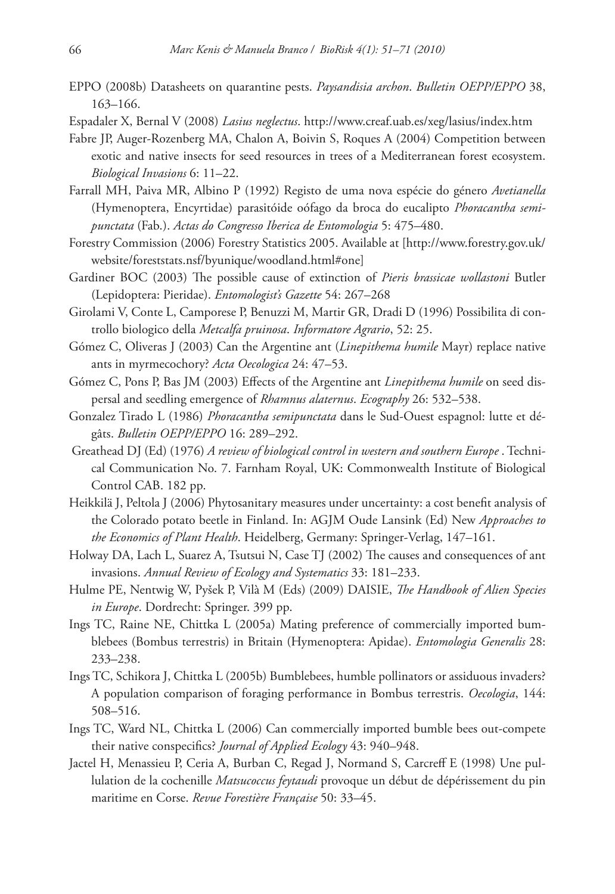EPPO (2008b) Datasheets on quarantine pests. *Paysandisia archon*. *Bulletin OEPP/EPPO* 38, 163–166.

Espadaler X, Bernal V (2008) *Lasius neglectus*. http://www.creaf.uab.es/xeg/lasius/index.htm

Fabre JP, Auger-Rozenberg MA, Chalon A, Boivin S, Roques A (2004) Competition between exotic and native insects for seed resources in trees of a Mediterranean forest ecosystem. *Biological Invasions* 6: 11–22.

Farrall MH, Paiva MR, Albino P (1992) Registo de uma nova espécie do género *Avetianella* (Hymenoptera, Encyrtidae) parasitóide oófago da broca do eucalipto *Phoracantha semipunctata* (Fab.). *Actas do Congresso Iberica de Entomologia* 5: 475–480.

Forestry Commission (2006) Forestry Statistics 2005. Available at [http://www.forestry.gov.uk/website/foreststats.nsf/byunique/woodland.html#one]

Gardiner BOC (2003) The possible cause of extinction of *Pieris brassicae wollastoni* Butler (Lepidoptera: Pieridae). *Entomologist's Gazette* 54: 267–268

Girolami V, Conte L, Camporese P, Benuzzi M, Martir GR, Dradi D (1996) Possibilita di controllo biologico della *Metcalfa pruinosa*. *Informatore Agrario*, 52: 25.

Gómez C, Oliveras J (2003) Can the Argentine ant (*Linepithema humile* Mayr) replace native ants in myrmecochory? *Acta Oecologica* 24: 47–53.

Gómez C, Pons P, Bas JM (2003) Effects of the Argentine ant *Linepithema humile* on seed dispersal and seedling emergence of *Rhamnus alaternus*. *Ecography* 26: 532–538.

Gonzalez Tirado L (1986) *Phoracantha semipunctata* dans le Sud-Ouest espagnol: lutte et dégâts. *Bulletin OEPP/EPPO* 16: 289–292.

Greathead DJ (Ed) (1976) *A review of biological control in western and southern Europe* . Technical Communication No. 7. Farnham Royal, UK: Commonwealth Institute of Biological Control CAB. 182 pp.

Heikkilä J, Peltola J (2006) Phytosanitary measures under uncertainty: a cost benefit analysis of the Colorado potato beetle in Finland. In: AGJM Oude Lansink (Ed) New *Approaches to the Economics of Plant Health*. Heidelberg, Germany: Springer-Verlag, 147–161.

Holway DA, Lach L, Suarez A, Tsutsui N, Case TJ (2002) The causes and consequences of ant invasions. *Annual Review of Ecology and Systematics* 33: 181–233.

Hulme PE, Nentwig W, Pyšek P, Vilà M (Eds) (2009) DAISIE, *The Handbook of Alien Species in Europe*. Dordrecht: Springer. 399 pp.

Ings TC, Raine NE, Chittka L (2005a) Mating preference of commercially imported bumblebees (Bombus terrestris) in Britain (Hymenoptera: Apidae). *Entomologia Generalis* 28: 233–238.

Ings TC, Schikora J, Chittka L (2005b) Bumblebees, humble pollinators or assiduous invaders? A population comparison of foraging performance in Bombus terrestris. *Oecologia*, 144: 508–516.

Ings TC, Ward NL, Chittka L (2006) Can commercially imported bumble bees out-compete their native conspecifics? *Journal of Applied Ecology* 43: 940–948.

Jactel H, Menassieu P, Ceria A, Burban C, Regad J, Normand S, Carcreff E (1998) Une pullulation de la cochenille *Matsucoccus feytaudi* provoque un début de dépérissement du pin maritime en Corse. *Revue Forestière Française* 50: 33–45.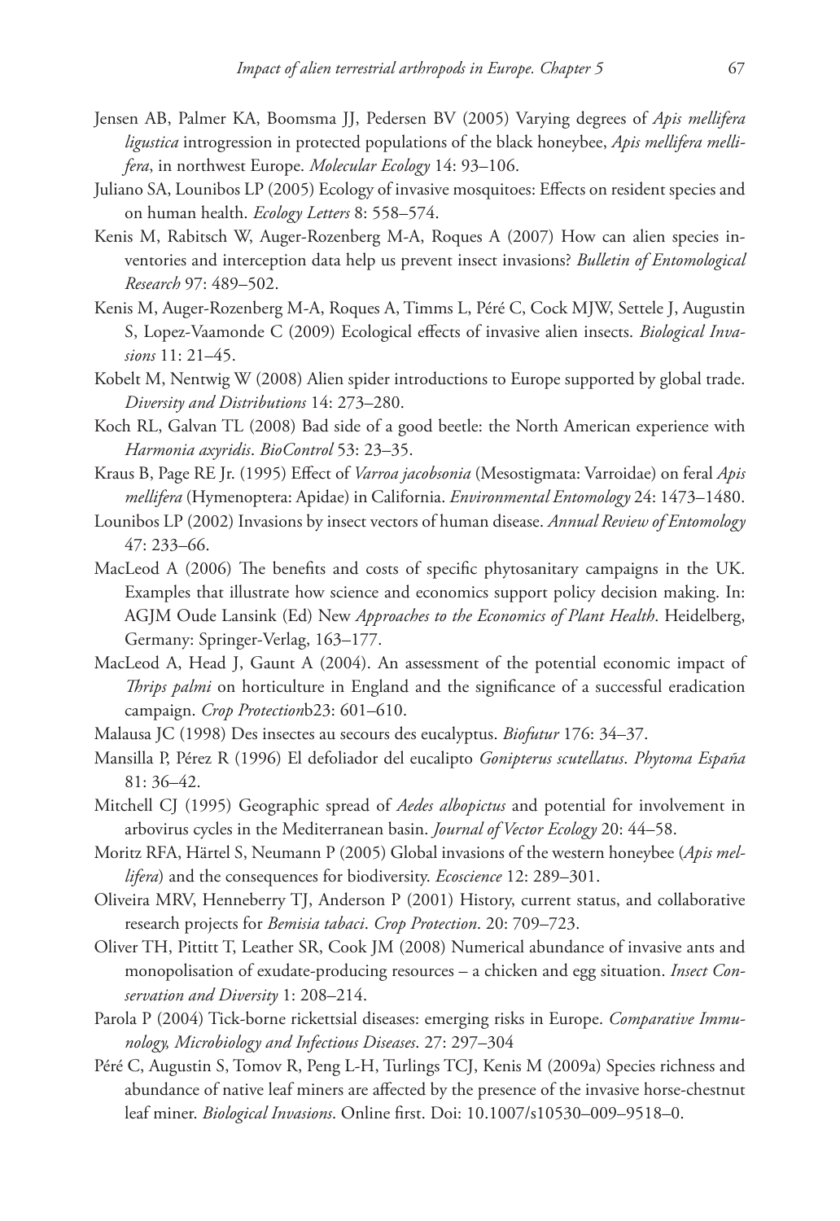Jensen AB, Palmer KA, Boomsma JJ, Pedersen BV (2005) Varying degrees of *Apis mellifera ligustica* introgression in protected populations of the black honeybee, *Apis mellifera mellifera*, in northwest Europe. *Molecular Ecology* 14: 93–106.

Juliano SA, Lounibos LP (2005) Ecology of invasive mosquitoes: Effects on resident species and on human health. *Ecology Letters* 8: 558–574.

Kenis M, Rabitsch W, Auger-Rozenberg M-A, Roques A (2007) How can alien species inventories and interception data help us prevent insect invasions? *Bulletin of Entomological Research* 97: 489–502.

Kenis M, Auger-Rozenberg M-A, Roques A, Timms L, Péré C, Cock MJW, Settele J, Augustin S, Lopez-Vaamonde C (2009) Ecological effects of invasive alien insects. *Biological Invasions* 11: 21–45.

Kobelt M, Nentwig W (2008) Alien spider introductions to Europe supported by global trade. *Diversity and Distributions* 14: 273–280.

Koch RL, Galvan TL (2008) Bad side of a good beetle: the North American experience with *Harmonia axyridis*. *BioControl* 53: 23–35.

Kraus B, Page RE Jr. (1995) Effect of *Varroa jacobsonia* (Mesostigmata: Varroidae) on feral *Apis mellifera* (Hymenoptera: Apidae) in California. *Environmental Entomology* 24: 1473–1480.

Lounibos LP (2002) Invasions by insect vectors of human disease. *Annual Review of Entomology* 47: 233–66.

MacLeod A (2006) The benefits and costs of specific phytosanitary campaigns in the UK. Examples that illustrate how science and economics support policy decision making. In: AGJM Oude Lansink (Ed) New *Approaches to the Economics of Plant Health*. Heidelberg, Germany: Springer-Verlag, 163–177.

MacLeod A, Head J, Gaunt A (2004). An assessment of the potential economic impact of *Thrips palmi* on horticulture in England and the significance of a successful eradication campaign. *Crop Protection*b23: 601–610.

Malausa JC (1998) Des insectes au secours des eucalyptus. *Biofutur* 176: 34–37.

Mansilla P, Pérez R (1996) El defoliador del eucalipto *Gonipterus scutellatus*. *Phytoma España* 81: 36–42.

Mitchell CJ (1995) Geographic spread of *Aedes albopictus* and potential for involvement in arbovirus cycles in the Mediterranean basin. *Journal of Vector Ecology* 20: 44–58.

Moritz RFA, Härtel S, Neumann P (2005) Global invasions of the western honeybee (*Apis mellifera*) and the consequences for biodiversity. *Ecoscience* 12: 289–301.

Oliveira MRV, Henneberry TJ, Anderson P (2001) History, current status, and collaborative research projects for *Bemisia tabaci*. *Crop Protection*. 20: 709–723.

Oliver TH, Pittitt T, Leather SR, Cook JM (2008) Numerical abundance of invasive ants and monopolisation of exudate-producing resources – a chicken and egg situation. *Insect Conservation and Diversity* 1: 208–214.

Parola P (2004) Tick-borne rickettsial diseases: emerging risks in Europe. *Comparative Immunology, Microbiology and Infectious Diseases*. 27: 297–304

Péré C, Augustin S, Tomov R, Peng L-H, Turlings TCJ, Kenis M (2009a) Species richness and abundance of native leaf miners are affected by the presence of the invasive horse-chestnut leaf miner. *Biological Invasions*. Online first. Doi: 10.1007/s10530–009–9518–0.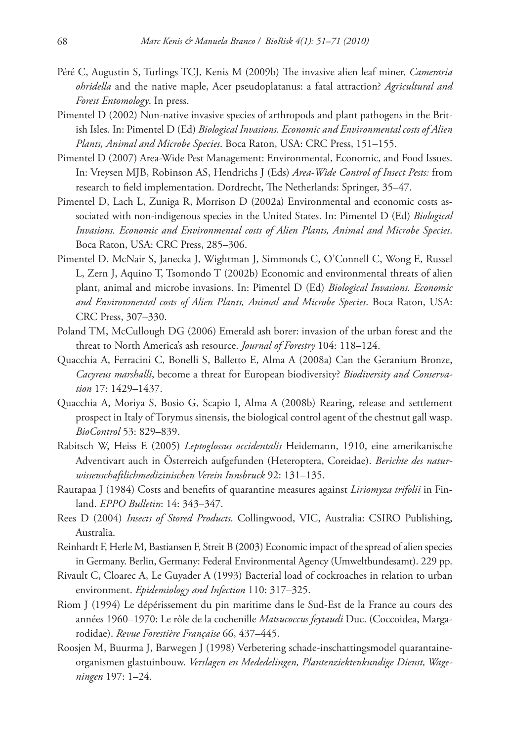Péré C, Augustin S, Turlings TCJ, Kenis M (2009b) The invasive alien leaf miner, *Cameraria ohridella* and the native maple, Acer pseudoplatanus: a fatal attraction? *Agricultural and Forest Entomology*. In press.

Pimentel D (2002) Non-native invasive species of arthropods and plant pathogens in the British Isles. In: Pimentel D (Ed) *Biological Invasions. Economic and Environmental costs of Alien Plants, Animal and Microbe Species*. Boca Raton, USA: CRC Press, 151–155.

Pimentel D (2007) Area-Wide Pest Management: Environmental, Economic, and Food Issues. In: Vreysen MJB, Robinson AS, Hendrichs J (Eds) *Area-Wide Control of Insect Pests:* from research to field implementation. Dordrecht, The Netherlands: Springer, 35–47.

Pimentel D, Lach L, Zuniga R, Morrison D (2002a) Environmental and economic costs associated with non-indigenous species in the United States. In: Pimentel D (Ed) *Biological Invasions. Economic and Environmental costs of Alien Plants, Animal and Microbe Species*. Boca Raton, USA: CRC Press, 285–306.

Pimentel D, McNair S, Janecka J, Wightman J, Simmonds C, O'Connell C, Wong E, Russel L, Zern J, Aquino T, Tsomondo T (2002b) Economic and environmental threats of alien plant, animal and microbe invasions. In: Pimentel D (Ed) *Biological Invasions. Economic and Environmental costs of Alien Plants, Animal and Microbe Species*. Boca Raton, USA: CRC Press, 307–330.

Poland TM, McCullough DG (2006) Emerald ash borer: invasion of the urban forest and the threat to North America's ash resource. *Journal of Forestry* 104: 118–124.

Quacchia A, Ferracini C, Bonelli S, Balletto E, Alma A (2008a) Can the Geranium Bronze, *Cacyreus marshalli*, become a threat for European biodiversity? *Biodiversity and Conservation* 17: 1429–1437.

Quacchia A, Moriya S, Bosio G, Scapio I, Alma A (2008b) Rearing, release and settlement prospect in Italy of Torymus sinensis, the biological control agent of the chestnut gall wasp. *BioControl* 53: 829–839.

Rabitsch W, Heiss E (2005) *Leptoglossus occidentalis* Heidemann, 1910, eine amerikanische Adventivart auch in Österreich aufgefunden (Heteroptera, Coreidae). *Berichte des naturwissenschaftlichmedizinischen Verein Innsbruck* 92: 131–135.

Rautapaa J (1984) Costs and benefits of quarantine measures against *Liriomyza trifolii* in Finland. *EPPO Bulletin*: 14: 343–347.

Rees D (2004) *Insects of Stored Products*. Collingwood, VIC, Australia: CSIRO Publishing, Australia.

Reinhardt F, Herle M, Bastiansen F, Streit B (2003) Economic impact of the spread of alien species in Germany. Berlin, Germany: Federal Environmental Agency (Umweltbundesamt). 229 pp.

Rivault C, Cloarec A, Le Guyader A (1993) Bacterial load of cockroaches in relation to urban environment. *Epidemiology and Infection* 110: 317–325.

Riom J (1994) Le dépérissement du pin maritime dans le Sud-Est de la France au cours des années 1960–1970: Le rôle de la cochenille *Matsucoccus feytaudi* Duc. (Coccoidea, Margarodidae). *Revue Forestière Française* 66, 437–445.

Roosjen M, Buurma J, Barwegen J (1998) Verbetering schade-inschattingsmodel quarantaine-organismen glastuinbouw. *Verslagen en Mededelingen, Plantenziektenkundige Dienst, Wageningen* 197: 1–24.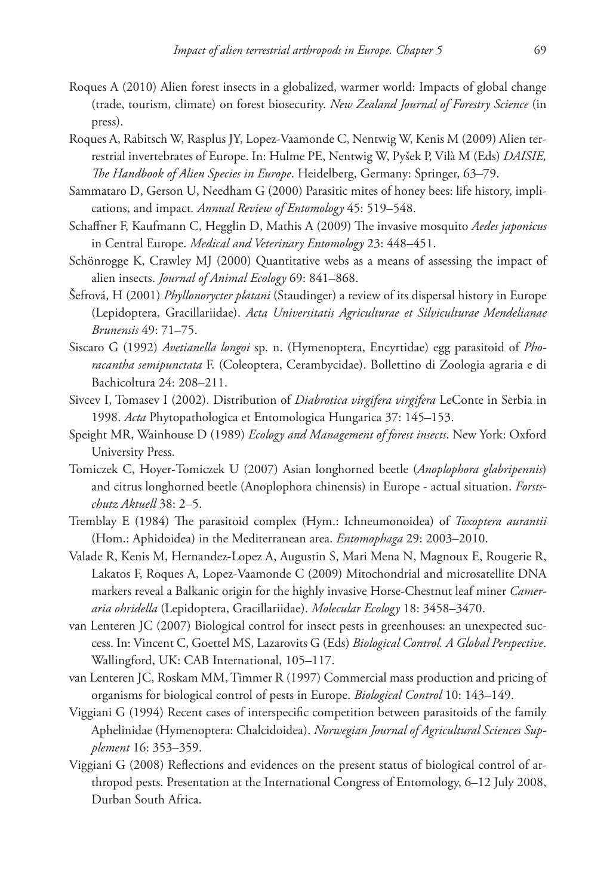Roques A (2010) Alien forest insects in a globalized, warmer world: Impacts of global change (trade, tourism, climate) on forest biosecurity. *New Zealand Journal of Forestry Science* (in press).

Roques A, Rabitsch W, Rasplus JY, Lopez-Vaamonde C, Nentwig W, Kenis M (2009) Alien terrestrial invertebrates of Europe. In: Hulme PE, Nentwig W, Pyšek P, Vilà M (Eds) *DAISIE, The Handbook of Alien Species in Europe*. Heidelberg, Germany: Springer, 63–79.

Sammataro D, Gerson U, Needham G (2000) Parasitic mites of honey bees: life history, implications, and impact. *Annual Review of Entomology* 45: 519–548.

Schaffner F, Kaufmann C, Hegglin D, Mathis A (2009) The invasive mosquito *Aedes japonicus* in Central Europe. *Medical and Veterinary Entomology* 23: 448–451.

Schönrogge K, Crawley MJ (2000) Quantitative webs as a means of assessing the impact of alien insects. *Journal of Animal Ecology* 69: 841–868.

Šefrová, H (2001) *Phyllonorycter platani* (Staudinger) a review of its dispersal history in Europe (Lepidoptera, Gracillariidae). *Acta Universitatis Agriculturae et Silviculturae Mendelianae Brunensis* 49: 71–75.

Siscaro G (1992) *Avetianella longoi* sp. n. (Hymenoptera, Encyrtidae) egg parasitoid of *Phoracantha semipunctata* F. (Coleoptera, Cerambycidae). Bollettino di Zoologia agraria e di Bachicoltura 24: 208–211.

Sivcev I, Tomasev I (2002). Distribution of *Diabrotica virgifera virgifera* LeConte in Serbia in 1998. *Acta* Phytopathologica et Entomologica Hungarica 37: 145–153.

Speight MR, Wainhouse D (1989) *Ecology and Management of forest insects*. New York: Oxford University Press.

Tomiczek C, Hoyer-Tomiczek U (2007) Asian longhorned beetle (*Anoplophora glabripennis*) and citrus longhorned beetle (Anoplophora chinensis) in Europe - actual situation. *Forstschutz Aktuell* 38: 2–5.

Tremblay E (1984) The parasitoid complex (Hym.: Ichneumonoidea) of *Toxoptera aurantii* (Hom.: Aphidoidea) in the Mediterranean area. *Entomophaga* 29: 2003–2010.

Valade R, Kenis M, Hernandez-Lopez A, Augustin S, Mari Mena N, Magnoux E, Rougerie R, Lakatos F, Roques A, Lopez-Vaamonde C (2009) Mitochondrial and microsatellite DNA markers reveal a Balkanic origin for the highly invasive Horse-Chestnut leaf miner *Cameraria ohridella* (Lepidoptera, Gracillariidae). *Molecular Ecology* 18: 3458–3470.

van Lenteren JC (2007) Biological control for insect pests in greenhouses: an unexpected success. In: Vincent C, Goettel MS, Lazarovits G (Eds) *Biological Control. A Global Perspective*. Wallingford, UK: CAB International, 105–117.

van Lenteren JC, Roskam MM, Timmer R (1997) Commercial mass production and pricing of organisms for biological control of pests in Europe. *Biological Control* 10: 143–149.

Viggiani G (1994) Recent cases of interspecific competition between parasitoids of the family Aphelinidae (Hymenoptera: Chalcidoidea). *Norwegian Journal of Agricultural Sciences Supplement* 16: 353–359.

Viggiani G (2008) Reflections and evidences on the present status of biological control of arthropod pests. Presentation at the International Congress of Entomology, 6–12 July 2008, Durban South Africa.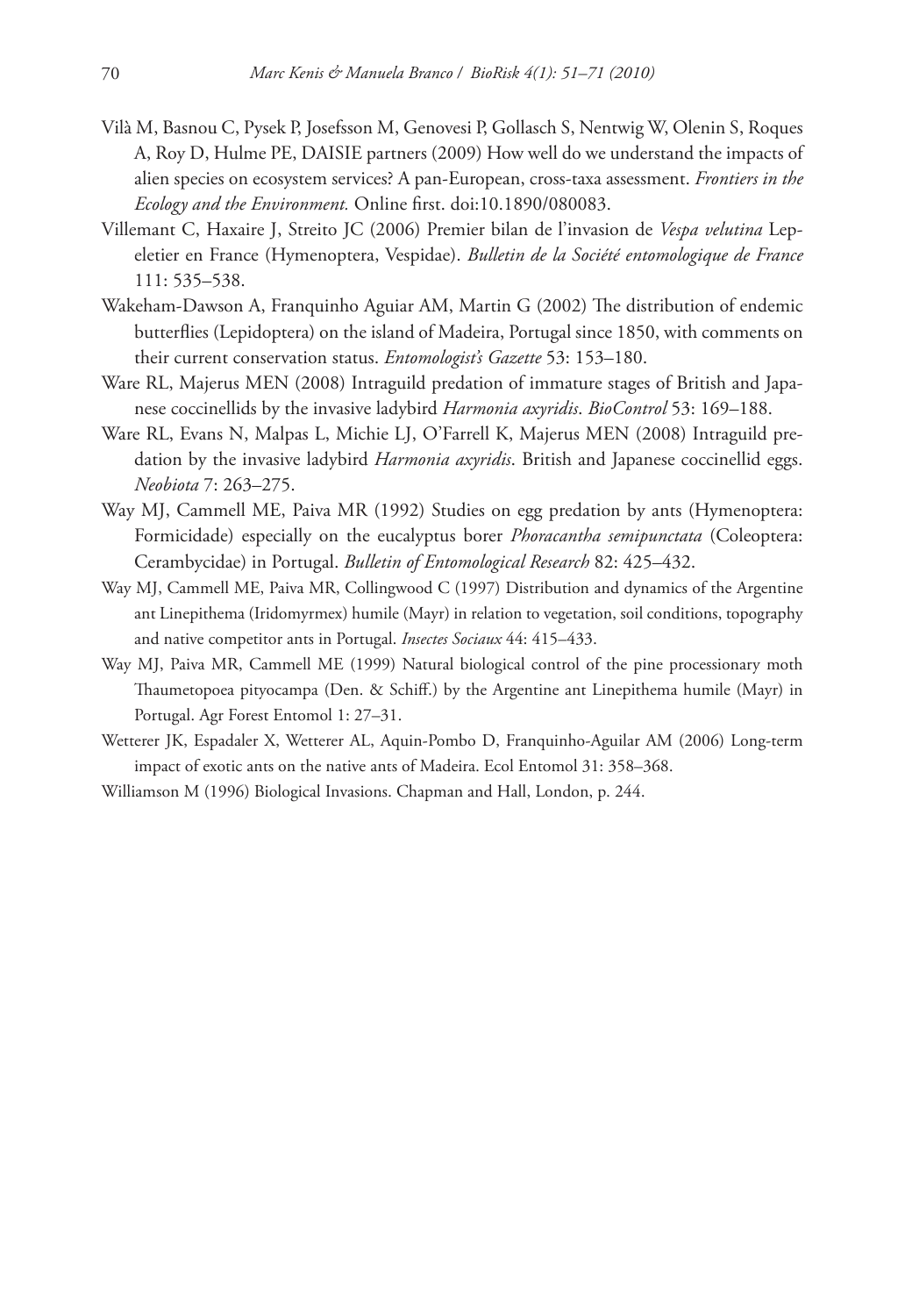Vilà M, Basnou C, Pysek P, Josefsson M, Genovesi P, Gollasch S, Nentwig W, Olenin S, Roques A, Roy D, Hulme PE, DAISIE partners (2009) How well do we understand the impacts of alien species on ecosystem services? A pan-European, cross-taxa assessment. *Frontiers in the Ecology and the Environment.* Online first. doi:10.1890/080083.

Villemant C, Haxaire J, Streito JC (2006) Premier bilan de l'invasion de *Vespa velutina* Lepeletier en France (Hymenoptera, Vespidae). *Bulletin de la Société entomologique de France* 111: 535–538.

Wakeham-Dawson A, Franquinho Aguiar AM, Martin G (2002) The distribution of endemic butterflies (Lepidoptera) on the island of Madeira, Portugal since 1850, with comments on their current conservation status. *Entomologist's Gazette* 53: 153–180.

Ware RL, Majerus MEN (2008) Intraguild predation of immature stages of British and Japanese coccinellids by the invasive ladybird *Harmonia axyridis*. *BioControl* 53: 169–188.

Ware RL, Evans N, Malpas L, Michie LJ, O'Farrell K, Majerus MEN (2008) Intraguild predation by the invasive ladybird *Harmonia axyridis*. British and Japanese coccinellid eggs. *Neobiota* 7: 263–275.

Way MJ, Cammell ME, Paiva MR (1992) Studies on egg predation by ants (Hymenoptera: Formicidade) especially on the eucalyptus borer *Phoracantha semipunctata* (Coleoptera: Cerambycidae) in Portugal. *Bulletin of Entomological Research* 82: 425–432.

Way MJ, Cammell ME, Paiva MR, Collingwood C (1997) Distribution and dynamics of the Argentine ant Linepithema (Iridomyrmex) humile (Mayr) in relation to vegetation, soil conditions, topography and native competitor ants in Portugal. *Insectes Sociaux* 44: 415–433.

Way MJ, Paiva MR, Cammell ME (1999) Natural biological control of the pine processionary moth Thaumetopoea pityocampa (Den. & Schiff.) by the Argentine ant Linepithema humile (Mayr) in Portugal. Agr Forest Entomol 1: 27–31.

Wetterer JK, Espadaler X, Wetterer AL, Aquin-Pombo D, Franquinho-Aguilar AM (2006) Long-term impact of exotic ants on the native ants of Madeira. Ecol Entomol 31: 358–368.

Williamson M (1996) Biological Invasions. Chapman and Hall, London, p. 244.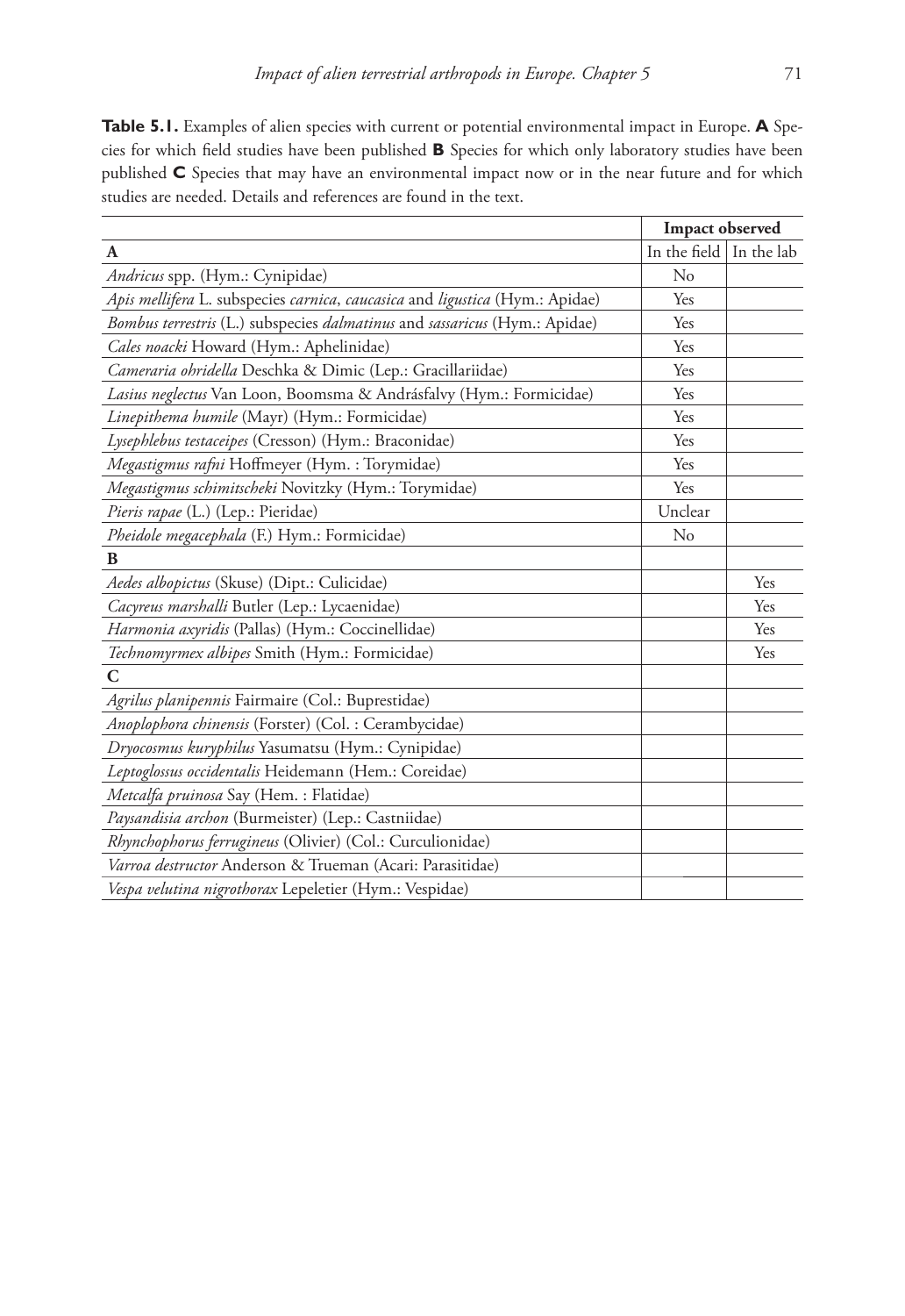**Table 5.1.** Examples of alien species with current or potential environmental impact in Europe. **A** Species for which field studies have been published **B** Species for which only laboratory studies have been published **C** Species that may have an environmental impact now or in the near future and for which studies are needed. Details and references are found in the text.

| | Impact observed | |
|---|---|---|
| **A** | In the field | In the lab |
| *Andricus* spp. (Hym.: Cynipidae) | No | |
| *Apis mellifera* L. subspecies *carnica*, *caucasica* and *ligustica* (Hym.: Apidae) | Yes | |
| *Bombus terrestris* (L.) subspecies *dalmatinus* and *sassaricus* (Hym.: Apidae) | Yes | |
| *Cales noacki* Howard (Hym.: Aphelinidae) | Yes | |
| *Cameraria ohridella* Deschka & Dimic (Lep.: Gracillariidae) | Yes | |
| *Lasius neglectus* Van Loon, Boomsma & Andrásfalvy (Hym.: Formicidae) | Yes | |
| *Linepithema humile* (Mayr) (Hym.: Formicidae) | Yes | |
| *Lysephlebus testaceipes* (Cresson) (Hym.: Braconidae) | Yes | |
| *Megastigmus rafni* Hoffmeyer (Hym. : Torymidae) | Yes | |
| *Megastigmus schimitscheki* Novitzky (Hym.: Torymidae) | Yes | |
| *Pieris rapae* (L.) (Lep.: Pieridae) | Unclear | |
| *Pheidole megacephala* (F.) Hym.: Formicidae) | No | |
| **B** | | |
| *Aedes albopictus* (Skuse) (Dipt.: Culicidae) | | Yes |
| *Cacyreus marshalli* Butler (Lep.: Lycaenidae) | | Yes |
| *Harmonia axyridis* (Pallas) (Hym.: Coccinellidae) | | Yes |
| *Technomyrmex albipes* Smith (Hym.: Formicidae) | | Yes |
| **C** | | |
| *Agrilus planipennis* Fairmaire (Col.: Buprestidae) | | |
| *Anoplophora chinensis* (Forster) (Col. : Cerambycidae) | | |
| *Dryocosmus kuryphilus* Yasumatsu (Hym.: Cynipidae) | | |
| *Leptoglossus occidentalis* Heidemann (Hem.: Coreidae) | | |
| *Metcalfa pruinosa* Say (Hem. : Flatidae) | | |
| *Paysandisia archon* (Burmeister) (Lep.: Castniidae) | | |
| *Rhynchophorus ferrugineus* (Olivier) (Col.: Curculionidae) | | |
| *Varroa destructor* Anderson & Trueman (Acari: Parasitidae) | | |
| *Vespa velutina nigrothorax* Lepeletier (Hym.: Vespidae) | | |